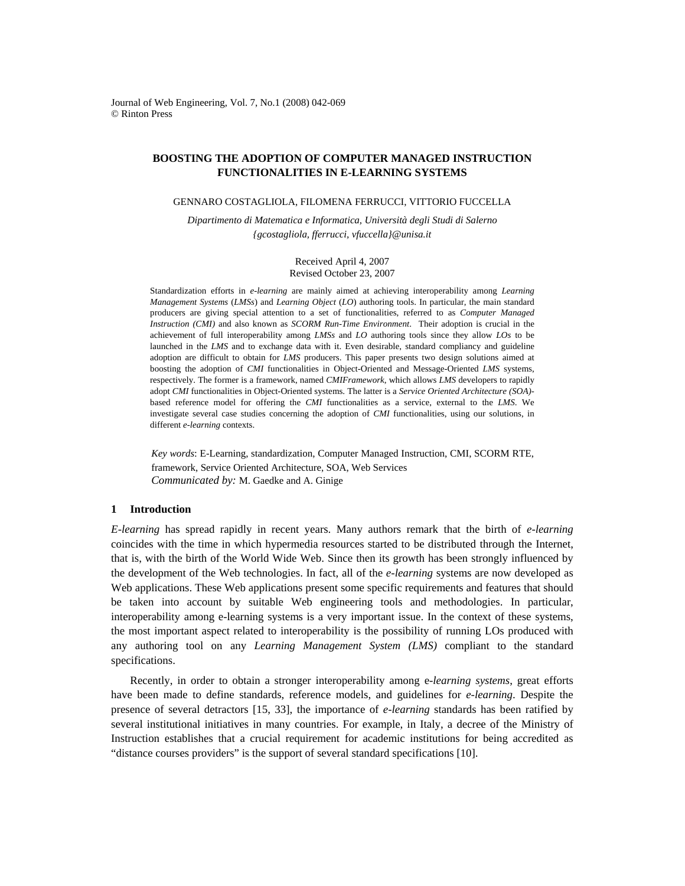# BOOSTING THE ADOPTION OF COMPUTER MANAGED INSTRUCTION FUNCTIONALITIES IN E-LEARNING SYSTEMS

GENNARO COSTAGLIOLA, FILOMENA FERRUCCI, VITTORIO FUCCELLA

*Dipartimento di Matematica e Informatica, Università degli Studi di Salerno*
*{gcostagliola, fferrucci, vfuccella}@unisa.it*

Received April 4, 2007
Revised October 23, 2007

Standardization efforts in *e-learning* are mainly aimed at achieving interoperability among *Learning Management Systems* (*LMSs*) and *Learning Object* (*LO*) authoring tools. In particular, the main standard producers are giving special attention to a set of functionalities, referred to as *Computer Managed Instruction (CMI)* and also known as *SCORM Run-Time Environment*. Their adoption is crucial in the achievement of full interoperability among *LMSs* and *LO* authoring tools since they allow *LOs* to be launched in the *LMS* and to exchange data with it. Even desirable, standard compliancy and guideline adoption are difficult to obtain for *LMS* producers. This paper presents two design solutions aimed at boosting the adoption of *CMI* functionalities in Object-Oriented and Message-Oriented *LMS* systems, respectively. The former is a framework, named *CMIFramework*, which allows *LMS* developers to rapidly adopt *CMI* functionalities in Object-Oriented systems. The latter is a *Service Oriented Architecture (SOA)*-based reference model for offering the *CMI* functionalities as a service, external to the *LMS*. We investigate several case studies concerning the adoption of *CMI* functionalities, using our solutions, in different *e-learning* contexts.

*Key words*: E-Learning, standardization, Computer Managed Instruction, CMI, SCORM RTE, framework, Service Oriented Architecture, SOA, Web Services
*Communicated by:* M. Gaedke and A. Ginige

## 1 Introduction

*E-learning* has spread rapidly in recent years. Many authors remark that the birth of *e-learning* coincides with the time in which hypermedia resources started to be distributed through the Internet, that is, with the birth of the World Wide Web. Since then its growth has been strongly influenced by the development of the Web technologies. In fact, all of the *e-learning* systems are now developed as Web applications. These Web applications present some specific requirements and features that should be taken into account by suitable Web engineering tools and methodologies. In particular, interoperability among e-learning systems is a very important issue. In the context of these systems, the most important aspect related to interoperability is the possibility of running LOs produced with any authoring tool on any *Learning Management System (LMS)* compliant to the standard specifications.

Recently, in order to obtain a stronger interoperability among e-*learning systems*, great efforts have been made to define standards, reference models, and guidelines for *e-learning*. Despite the presence of several detractors [15, 33], the importance of *e-learning* standards has been ratified by several institutional initiatives in many countries. For example, in Italy, a decree of the Ministry of Instruction establishes that a crucial requirement for academic institutions for being accredited as "distance courses providers" is the support of several standard specifications [10].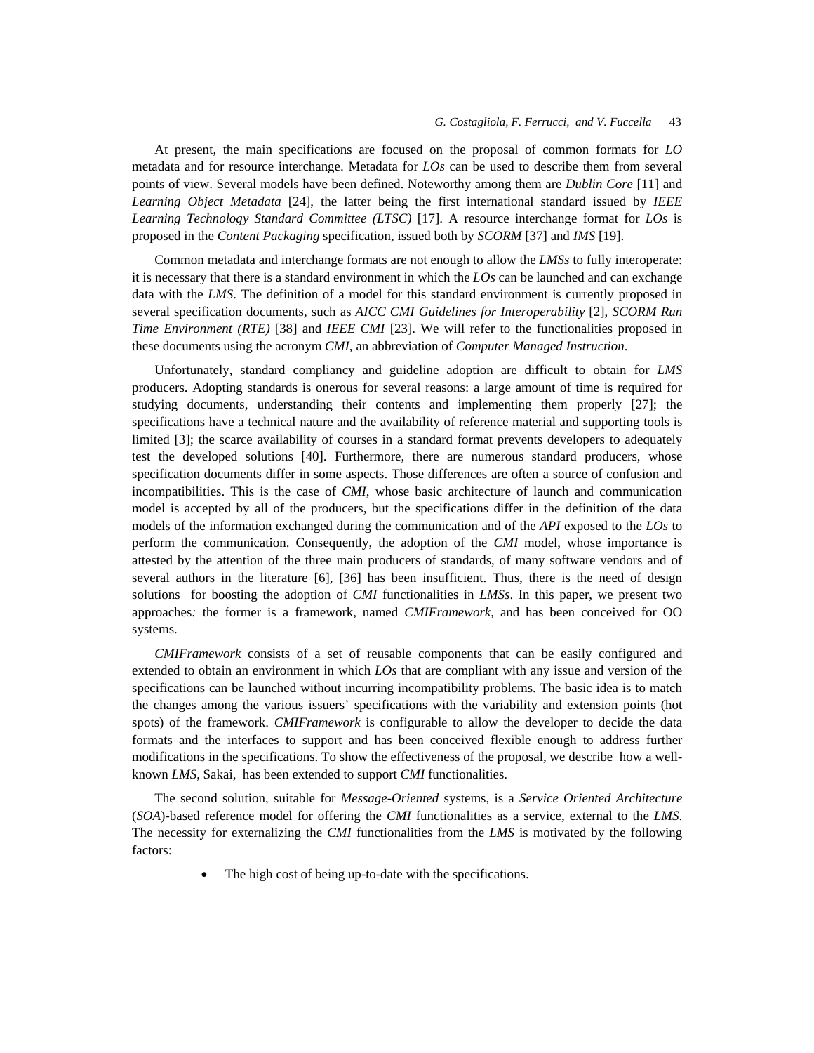At present, the main specifications are focused on the proposal of common formats for *LO* metadata and for resource interchange. Metadata for *LOs* can be used to describe them from several points of view. Several models have been defined. Noteworthy among them are *Dublin Core* [11] and *Learning Object Metadata* [24], the latter being the first international standard issued by *IEEE Learning Technology Standard Committee (LTSC)* [17]. A resource interchange format for *LOs* is proposed in the *Content Packaging* specification, issued both by *SCORM* [37] and *IMS* [19].

Common metadata and interchange formats are not enough to allow the *LMSs* to fully interoperate: it is necessary that there is a standard environment in which the *LOs* can be launched and can exchange data with the *LMS*. The definition of a model for this standard environment is currently proposed in several specification documents, such as *AICC CMI Guidelines for Interoperability* [2], *SCORM Run Time Environment (RTE)* [38] and *IEEE CMI* [23]. We will refer to the functionalities proposed in these documents using the acronym *CMI*, an abbreviation of *Computer Managed Instruction*.

Unfortunately, standard compliancy and guideline adoption are difficult to obtain for *LMS* producers. Adopting standards is onerous for several reasons: a large amount of time is required for studying documents, understanding their contents and implementing them properly [27]; the specifications have a technical nature and the availability of reference material and supporting tools is limited [3]; the scarce availability of courses in a standard format prevents developers to adequately test the developed solutions [40]. Furthermore, there are numerous standard producers, whose specification documents differ in some aspects. Those differences are often a source of confusion and incompatibilities. This is the case of *CMI*, whose basic architecture of launch and communication model is accepted by all of the producers, but the specifications differ in the definition of the data models of the information exchanged during the communication and of the *API* exposed to the *LOs* to perform the communication. Consequently, the adoption of the *CMI* model, whose importance is attested by the attention of the three main producers of standards, of many software vendors and of several authors in the literature [6], [36] has been insufficient. Thus, there is the need of design solutions for boosting the adoption of *CMI* functionalities in *LMSs*. In this paper, we present two approaches*:* the former is a framework, named *CMIFramework,* and has been conceived for OO systems.

*CMIFramework* consists of a set of reusable components that can be easily configured and extended to obtain an environment in which *LOs* that are compliant with any issue and version of the specifications can be launched without incurring incompatibility problems. The basic idea is to match the changes among the various issuers' specifications with the variability and extension points (hot spots) of the framework. *CMIFramework* is configurable to allow the developer to decide the data formats and the interfaces to support and has been conceived flexible enough to address further modifications in the specifications. To show the effectiveness of the proposal, we describe how a well-known *LMS*, Sakai, has been extended to support *CMI* functionalities.

The second solution, suitable for *Message-Oriented* systems, is a *Service Oriented Architecture* (*SOA*)-based reference model for offering the *CMI* functionalities as a service, external to the *LMS*. The necessity for externalizing the *CMI* functionalities from the *LMS* is motivated by the following factors:

- The high cost of being up-to-date with the specifications.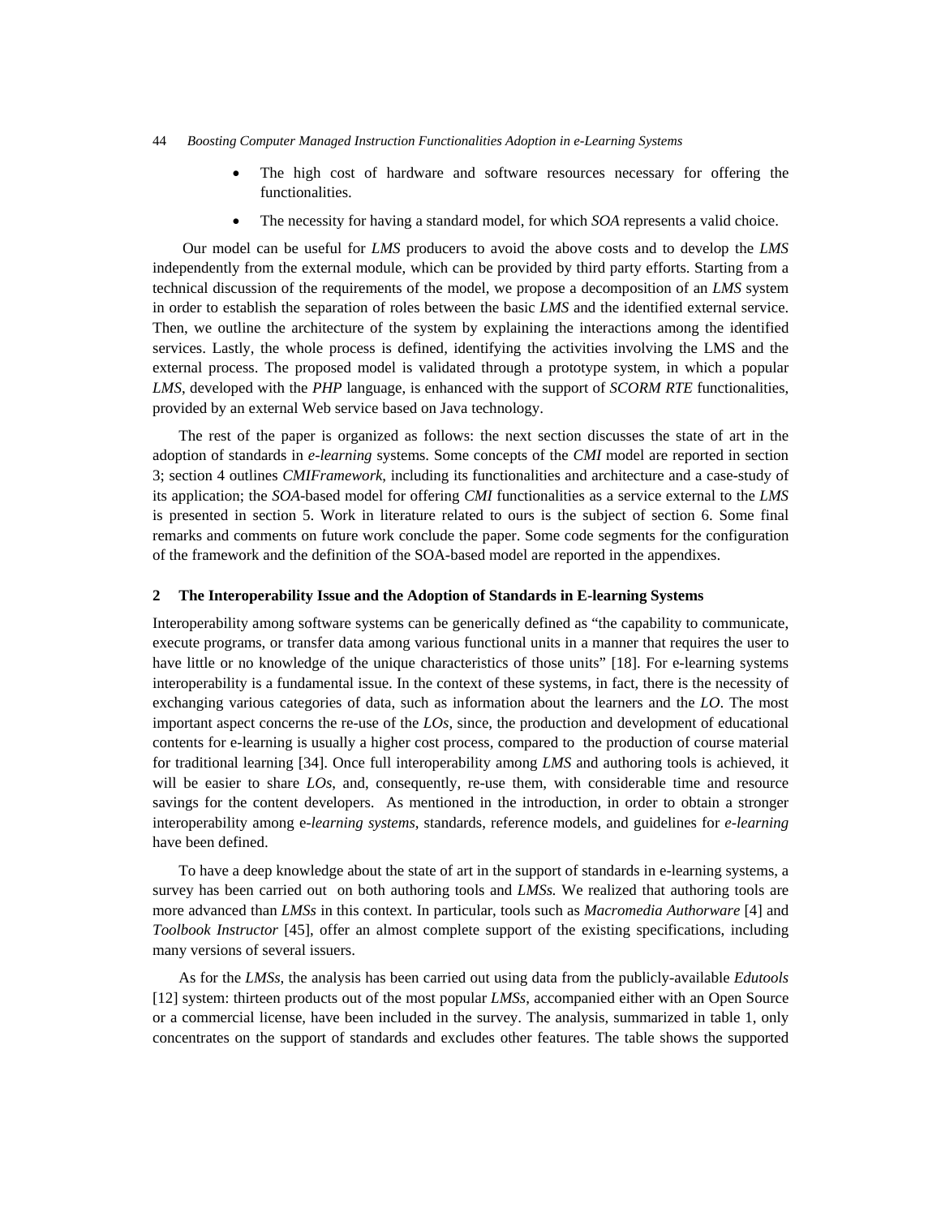- The high cost of hardware and software resources necessary for offering the functionalities.
- The necessity for having a standard model, for which *SOA* represents a valid choice.

Our model can be useful for *LMS* producers to avoid the above costs and to develop the *LMS* independently from the external module, which can be provided by third party efforts. Starting from a technical discussion of the requirements of the model, we propose a decomposition of an *LMS* system in order to establish the separation of roles between the basic *LMS* and the identified external service. Then, we outline the architecture of the system by explaining the interactions among the identified services. Lastly, the whole process is defined, identifying the activities involving the LMS and the external process. The proposed model is validated through a prototype system, in which a popular *LMS*, developed with the *PHP* language, is enhanced with the support of *SCORM RTE* functionalities, provided by an external Web service based on Java technology.

The rest of the paper is organized as follows: the next section discusses the state of art in the adoption of standards in *e-learning* systems. Some concepts of the *CMI* model are reported in section 3; section 4 outlines *CMIFramework*, including its functionalities and architecture and a case-study of its application; the *SOA*-based model for offering *CMI* functionalities as a service external to the *LMS* is presented in section 5. Work in literature related to ours is the subject of section 6. Some final remarks and comments on future work conclude the paper. Some code segments for the configuration of the framework and the definition of the SOA-based model are reported in the appendixes.

## 2 The Interoperability Issue and the Adoption of Standards in E-learning Systems

Interoperability among software systems can be generically defined as "the capability to communicate, execute programs, or transfer data among various functional units in a manner that requires the user to have little or no knowledge of the unique characteristics of those units" [18]. For e-learning systems interoperability is a fundamental issue. In the context of these systems, in fact, there is the necessity of exchanging various categories of data, such as information about the learners and the *LO*. The most important aspect concerns the re-use of the *LOs*, since, the production and development of educational contents for e-learning is usually a higher cost process, compared to the production of course material for traditional learning [34]. Once full interoperability among *LMS* and authoring tools is achieved, it will be easier to share *LOs*, and, consequently, re-use them, with considerable time and resource savings for the content developers. As mentioned in the introduction, in order to obtain a stronger interoperability among e-*learning systems*, standards, reference models, and guidelines for *e-learning* have been defined.

To have a deep knowledge about the state of art in the support of standards in e-learning systems, a survey has been carried out on both authoring tools and *LMSs.* We realized that authoring tools are more advanced than *LMSs* in this context. In particular, tools such as *Macromedia Authorware* [4] and *Toolbook Instructor* [45], offer an almost complete support of the existing specifications, including many versions of several issuers.

As for the *LMSs*, the analysis has been carried out using data from the publicly-available *Edutools* [12] system: thirteen products out of the most popular *LMSs*, accompanied either with an Open Source or a commercial license, have been included in the survey. The analysis, summarized in table 1, only concentrates on the support of standards and excludes other features. The table shows the supported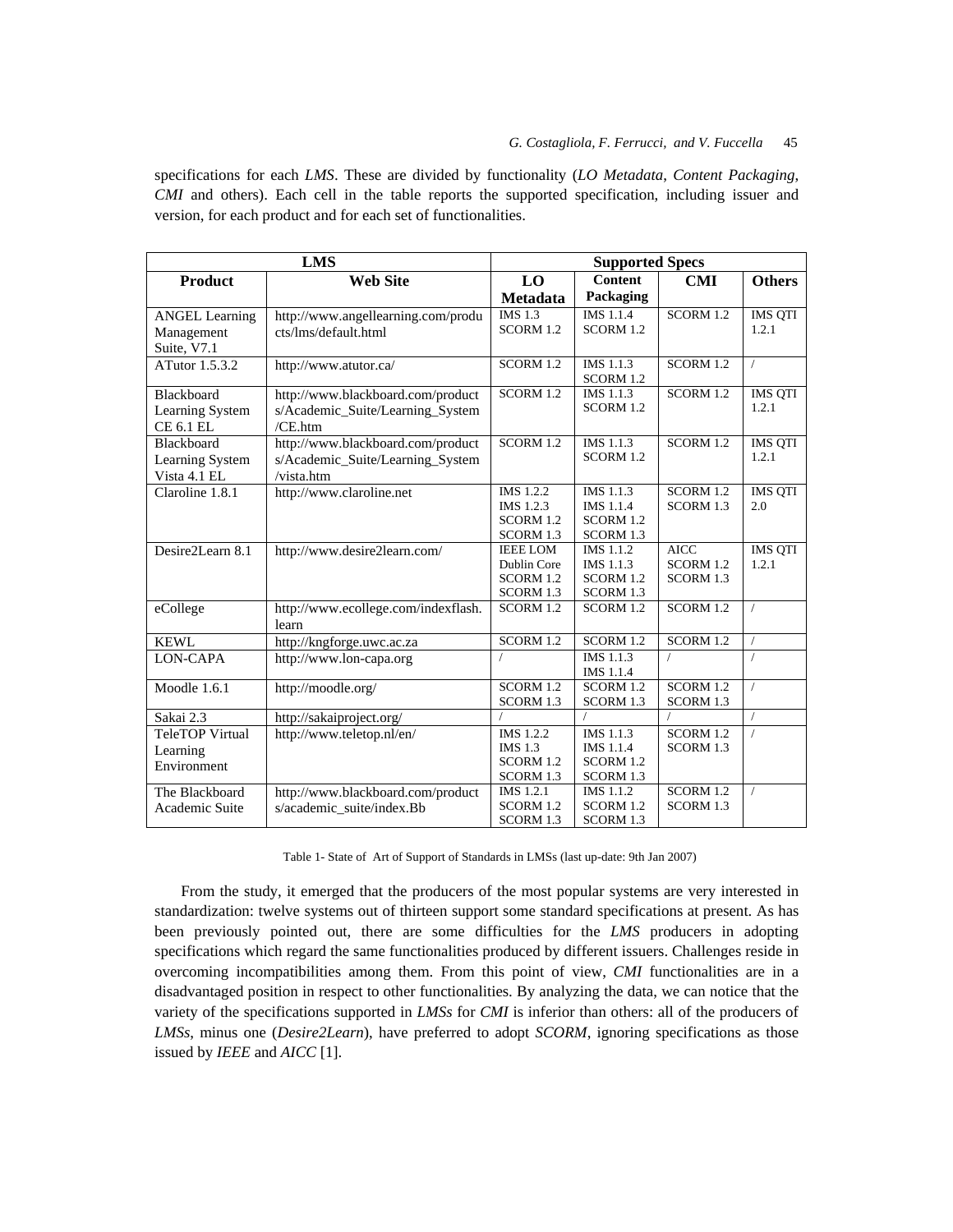specifications for each *LMS*. These are divided by functionality (*LO Metadata*, *Content Packaging*, *CMI* and others). Each cell in the table reports the supported specification, including issuer and version, for each product and for each set of functionalities.

| LMS | | Supported Specs | | | |
|---|---|---|---|---|---|
| **Product** | **Web Site** | **LO Metadata** | **Content Packaging** | **CMI** | **Others** |
| ANGEL Learning Management Suite, V7.1 | http://www.angellearning.com/products/lms/default.html | IMS 1.3<br>SCORM 1.2 | IMS 1.1.4<br>SCORM 1.2 | SCORM 1.2 | IMS QTI 1.2.1 |
| ATutor 1.5.3.2 | http://www.atutor.ca/ | SCORM 1.2 | IMS 1.1.3<br>SCORM 1.2 | SCORM 1.2 | / |
| Blackboard Learning System CE 6.1 EL | http://www.blackboard.com/products/Academic_Suite/Learning_System/CE.htm | SCORM 1.2 | IMS 1.1.3<br>SCORM 1.2 | SCORM 1.2 | IMS QTI 1.2.1 |
| Blackboard Learning System Vista 4.1 EL | http://www.blackboard.com/products/Academic_Suite/Learning_System/vista.htm | SCORM 1.2 | IMS 1.1.3<br>SCORM 1.2 | SCORM 1.2 | IMS QTI 1.2.1 |
| Claroline 1.8.1 | http://www.claroline.net | IMS 1.2.2<br>IMS 1.2.3<br>SCORM 1.2<br>SCORM 1.3 | IMS 1.1.3<br>IMS 1.1.4<br>SCORM 1.2<br>SCORM 1.3 | SCORM 1.2<br>SCORM 1.3 | IMS QTI 2.0 |
| Desire2Learn 8.1 | http://www.desire2learn.com/ | IEEE LOM<br>Dublin Core<br>SCORM 1.2<br>SCORM 1.3 | IMS 1.1.2<br>IMS 1.1.3<br>SCORM 1.2<br>SCORM 1.3 | AICC<br>SCORM 1.2<br>SCORM 1.3 | IMS QTI 1.2.1 |
| eCollege | http://www.ecollege.com/indexflash.learn | SCORM 1.2 | SCORM 1.2 | SCORM 1.2 | / |
| KEWL | http://kngforge.uwc.ac.za | SCORM 1.2 | SCORM 1.2 | SCORM 1.2 | / |
| LON-CAPA | http://www.lon-capa.org | / | IMS 1.1.3<br>IMS 1.1.4 | / | / |
| Moodle 1.6.1 | http://moodle.org/ | SCORM 1.2<br>SCORM 1.3 | SCORM 1.2<br>SCORM 1.3 | SCORM 1.2<br>SCORM 1.3 | / |
| Sakai 2.3 | http://sakaiproject.org/ | / | / | / | / |
| TeleTOP Virtual Learning Environment | http://www.teletop.nl/en/ | IMS 1.2.2<br>IMS 1.3<br>SCORM 1.2<br>SCORM 1.3 | IMS 1.1.3<br>IMS 1.1.4<br>SCORM 1.2<br>SCORM 1.3 | SCORM 1.2<br>SCORM 1.3 | / |
| The Blackboard Academic Suite | http://www.blackboard.com/products/academic_suite/index.Bb | IMS 1.2.1<br>SCORM 1.2<br>SCORM 1.3 | IMS 1.1.2<br>SCORM 1.2<br>SCORM 1.3 | SCORM 1.2<br>SCORM 1.3 | / |

Table 1- State of Art of Support of Standards in LMSs (last up-date: 9th Jan 2007)

From the study, it emerged that the producers of the most popular systems are very interested in standardization: twelve systems out of thirteen support some standard specifications at present. As has been previously pointed out, there are some difficulties for the *LMS* producers in adopting specifications which regard the same functionalities produced by different issuers. Challenges reside in overcoming incompatibilities among them. From this point of view, *CMI* functionalities are in a disadvantaged position in respect to other functionalities. By analyzing the data, we can notice that the variety of the specifications supported in *LMSs* for *CMI* is inferior than others: all of the producers of *LMSs*, minus one (*Desire2Learn*), have preferred to adopt *SCORM*, ignoring specifications as those issued by *IEEE* and *AICC* [1].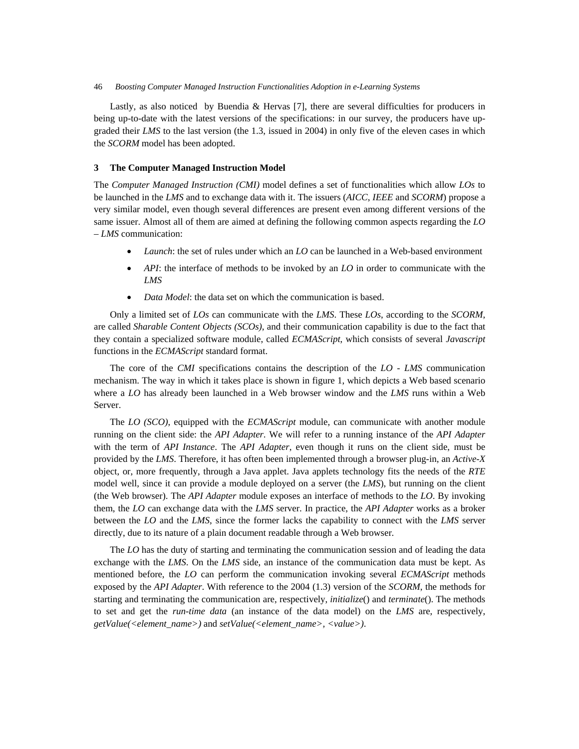Lastly, as also noticed by Buendia & Hervas [7], there are several difficulties for producers in being up-to-date with the latest versions of the specifications: in our survey, the producers have upgraded their *LMS* to the last version (the 1.3, issued in 2004) in only five of the eleven cases in which the *SCORM* model has been adopted.

## 3 The Computer Managed Instruction Model

The *Computer Managed Instruction (CMI)* model defines a set of functionalities which allow *LOs* to be launched in the *LMS* and to exchange data with it. The issuers (*AICC*, *IEEE* and *SCORM*) propose a very similar model, even though several differences are present even among different versions of the same issuer. Almost all of them are aimed at defining the following common aspects regarding the *LO* – *LMS* communication:

- *Launch*: the set of rules under which an *LO* can be launched in a Web-based environment
- *API*: the interface of methods to be invoked by an *LO* in order to communicate with the *LMS*
- *Data Model*: the data set on which the communication is based.

Only a limited set of *LOs* can communicate with the *LMS*. These *LOs*, according to the *SCORM*, are called *Sharable Content Objects (SCOs)*, and their communication capability is due to the fact that they contain a specialized software module, called *ECMAScript*, which consists of several *Javascript* functions in the *ECMAScript* standard format.

The core of the *CMI* specifications contains the description of the *LO - LMS* communication mechanism. The way in which it takes place is shown in figure 1, which depicts a Web based scenario where a *LO* has already been launched in a Web browser window and the *LMS* runs within a Web Server.

The *LO (SCO)*, equipped with the *ECMAScript* module, can communicate with another module running on the client side: the *API Adapter*. We will refer to a running instance of the *API Adapter* with the term of *API Instance*. The *API Adapter*, even though it runs on the client side, must be provided by the *LMS*. Therefore, it has often been implemented through a browser plug-in, an *Active-X* object, or, more frequently, through a Java applet. Java applets technology fits the needs of the *RTE* model well, since it can provide a module deployed on a server (the *LMS*), but running on the client (the Web browser). The *API Adapter* module exposes an interface of methods to the *LO*. By invoking them, the *LO* can exchange data with the *LMS* server. In practice, the *API Adapter* works as a broker between the *LO* and the *LMS*, since the former lacks the capability to connect with the *LMS* server directly, due to its nature of a plain document readable through a Web browser.

The *LO* has the duty of starting and terminating the communication session and of leading the data exchange with the *LMS*. On the *LMS* side, an instance of the communication data must be kept. As mentioned before, the *LO* can perform the communication invoking several *ECMAScript* methods exposed by the *API Adapter*. With reference to the 2004 (1.3) version of the *SCORM*, the methods for starting and terminating the communication are, respectively, *initialize*() and *terminate*(). The methods to set and get the *run-time data* (an instance of the data model) on the *LMS* are, respectively, *getValue(<element_name>)* and *setValue(<element_name>, <value>)*.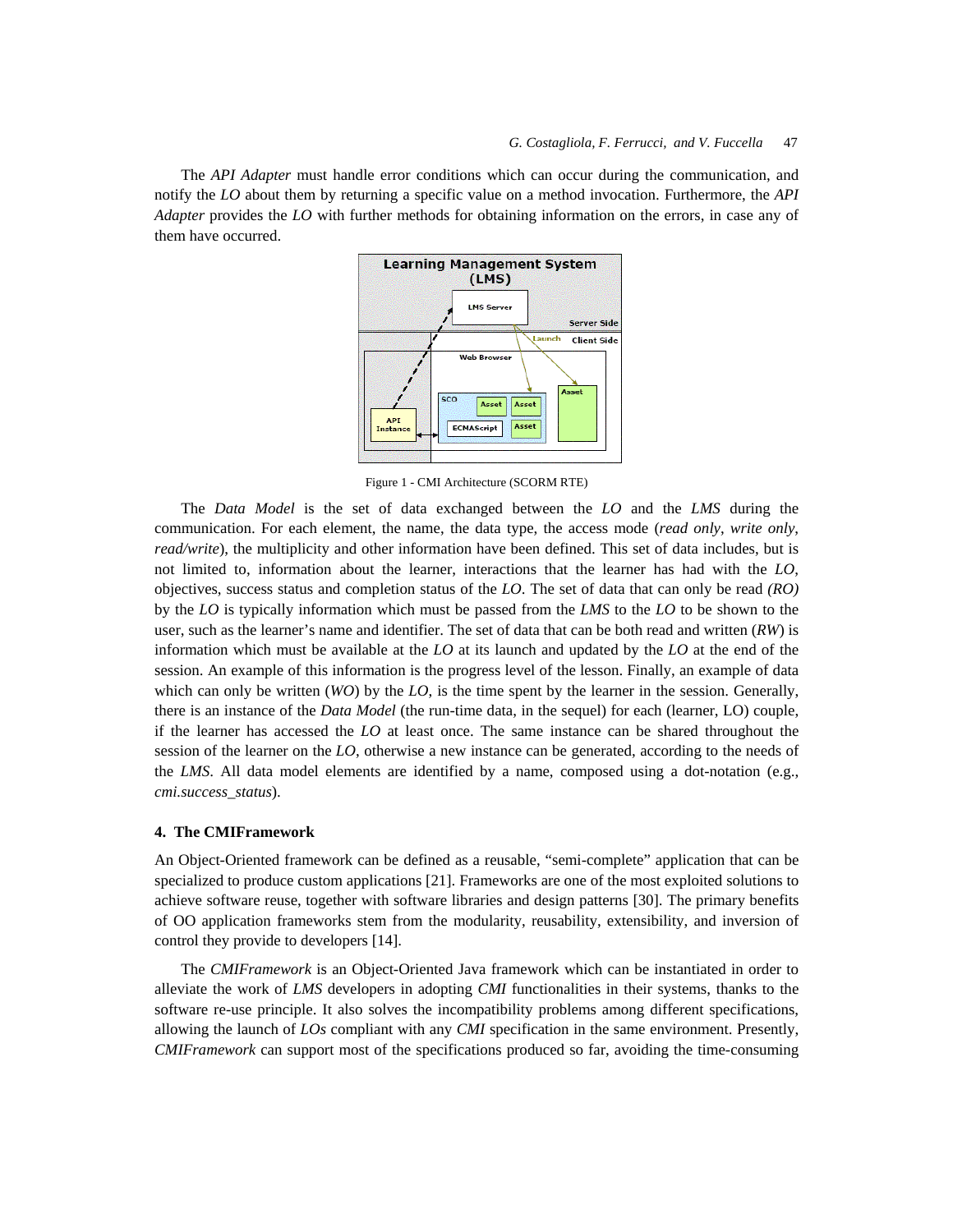The *API Adapter* must handle error conditions which can occur during the communication, and notify the *LO* about them by returning a specific value on a method invocation. Furthermore, the *API Adapter* provides the *LO* with further methods for obtaining information on the errors, in case any of them have occurred.

Figure 1 - CMI Architecture (SCORM RTE)

The *Data Model* is the set of data exchanged between the *LO* and the *LMS* during the communication. For each element, the name, the data type, the access mode (*read only*, *write only*, *read/write*), the multiplicity and other information have been defined. This set of data includes, but is not limited to, information about the learner, interactions that the learner has had with the *LO*, objectives, success status and completion status of the *LO*. The set of data that can only be read *(RO)* by the *LO* is typically information which must be passed from the *LMS* to the *LO* to be shown to the user, such as the learner's name and identifier. The set of data that can be both read and written (*RW*) is information which must be available at the *LO* at its launch and updated by the *LO* at the end of the session. An example of this information is the progress level of the lesson. Finally, an example of data which can only be written (*WO*) by the *LO*, is the time spent by the learner in the session. Generally, there is an instance of the *Data Model* (the run-time data, in the sequel) for each (learner, LO) couple, if the learner has accessed the *LO* at least once. The same instance can be shared throughout the session of the learner on the *LO*, otherwise a new instance can be generated, according to the needs of the *LMS*. All data model elements are identified by a name, composed using a dot-notation (e.g., *cmi.success_status*).

## 4. The CMIFramework

An Object-Oriented framework can be defined as a reusable, "semi-complete" application that can be specialized to produce custom applications [21]. Frameworks are one of the most exploited solutions to achieve software reuse, together with software libraries and design patterns [30]. The primary benefits of OO application frameworks stem from the modularity, reusability, extensibility, and inversion of control they provide to developers [14].

The *CMIFramework* is an Object-Oriented Java framework which can be instantiated in order to alleviate the work of *LMS* developers in adopting *CMI* functionalities in their systems, thanks to the software re-use principle. It also solves the incompatibility problems among different specifications, allowing the launch of *LOs* compliant with any *CMI* specification in the same environment. Presently, *CMIFramework* can support most of the specifications produced so far, avoiding the time-consuming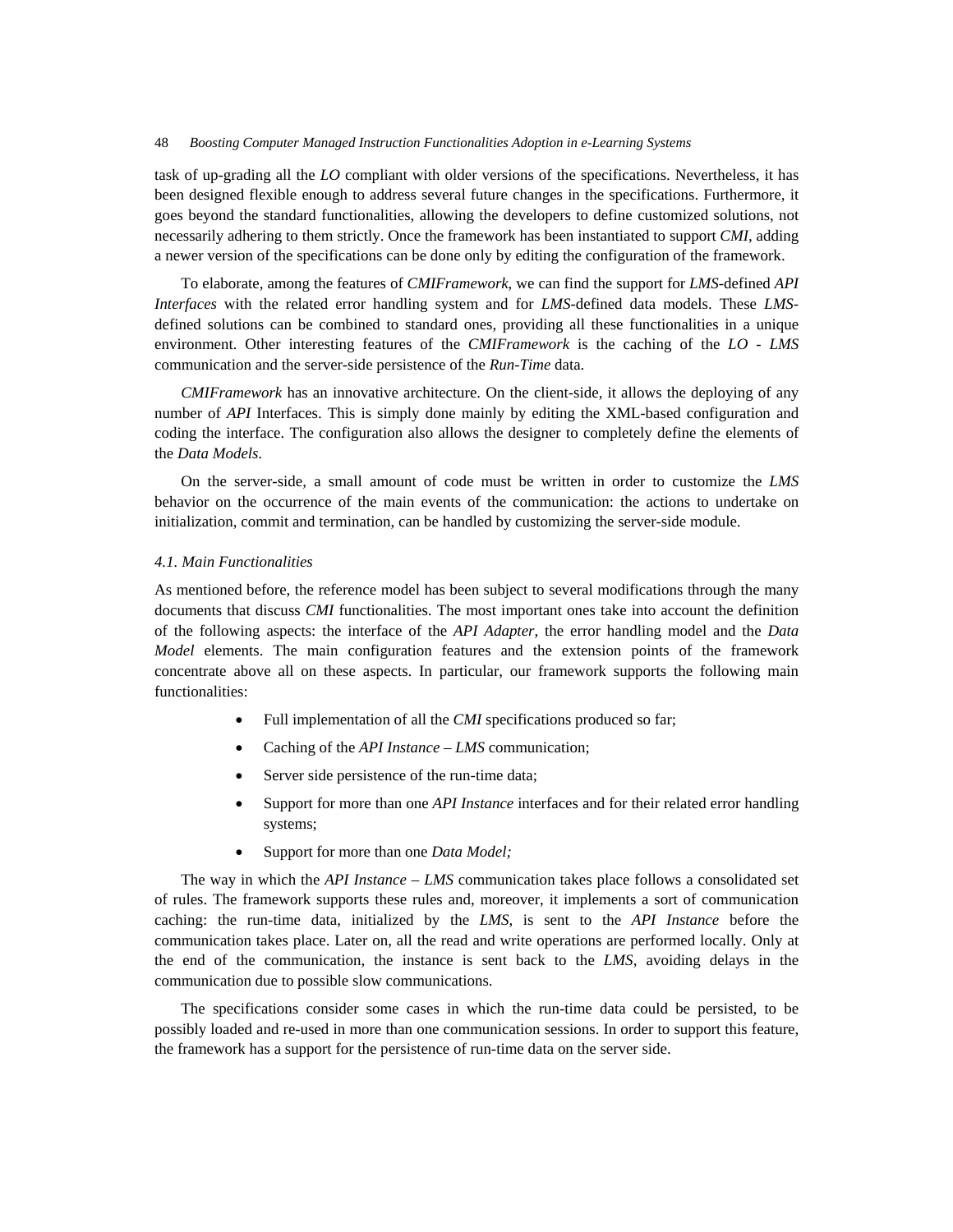task of up-grading all the *LO* compliant with older versions of the specifications. Nevertheless, it has been designed flexible enough to address several future changes in the specifications. Furthermore, it goes beyond the standard functionalities, allowing the developers to define customized solutions, not necessarily adhering to them strictly. Once the framework has been instantiated to support *CMI*, adding a newer version of the specifications can be done only by editing the configuration of the framework.

To elaborate, among the features of *CMIFramework*, we can find the support for *LMS*-defined *API Interfaces* with the related error handling system and for *LMS*-defined data models. These *LMS*-defined solutions can be combined to standard ones, providing all these functionalities in a unique environment. Other interesting features of the *CMIFramework* is the caching of the *LO - LMS* communication and the server-side persistence of the *Run-Time* data.

*CMIFramework* has an innovative architecture. On the client-side, it allows the deploying of any number of *API* Interfaces. This is simply done mainly by editing the XML-based configuration and coding the interface. The configuration also allows the designer to completely define the elements of the *Data Models*.

On the server-side, a small amount of code must be written in order to customize the *LMS* behavior on the occurrence of the main events of the communication: the actions to undertake on initialization, commit and termination, can be handled by customizing the server-side module.

### *4.1. Main Functionalities*

As mentioned before, the reference model has been subject to several modifications through the many documents that discuss *CMI* functionalities. The most important ones take into account the definition of the following aspects: the interface of the *API Adapter*, the error handling model and the *Data Model* elements. The main configuration features and the extension points of the framework concentrate above all on these aspects. In particular, our framework supports the following main functionalities:

- Full implementation of all the *CMI* specifications produced so far;
- Caching of the *API Instance – LMS* communication;
- Server side persistence of the run-time data;
- Support for more than one *API Instance* interfaces and for their related error handling systems;
- Support for more than one *Data Model;*

The way in which the *API Instance – LMS* communication takes place follows a consolidated set of rules. The framework supports these rules and, moreover, it implements a sort of communication caching: the run-time data, initialized by the *LMS*, is sent to the *API Instance* before the communication takes place. Later on, all the read and write operations are performed locally. Only at the end of the communication, the instance is sent back to the *LMS*, avoiding delays in the communication due to possible slow communications.

The specifications consider some cases in which the run-time data could be persisted, to be possibly loaded and re-used in more than one communication sessions. In order to support this feature, the framework has a support for the persistence of run-time data on the server side.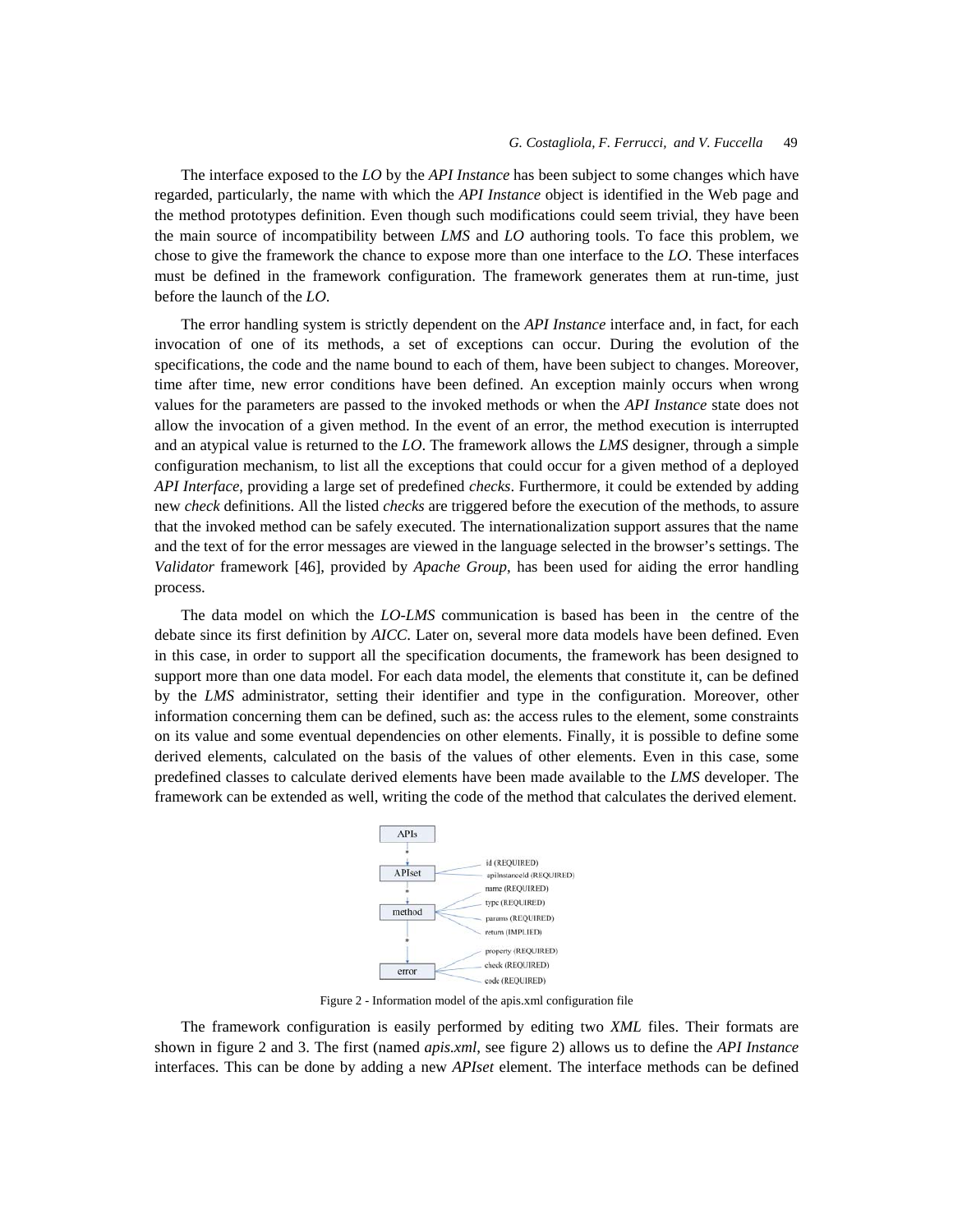The interface exposed to the *LO* by the *API Instance* has been subject to some changes which have regarded, particularly, the name with which the *API Instance* object is identified in the Web page and the method prototypes definition. Even though such modifications could seem trivial, they have been the main source of incompatibility between *LMS* and *LO* authoring tools. To face this problem, we chose to give the framework the chance to expose more than one interface to the *LO*. These interfaces must be defined in the framework configuration. The framework generates them at run-time, just before the launch of the *LO*.

The error handling system is strictly dependent on the *API Instance* interface and, in fact, for each invocation of one of its methods, a set of exceptions can occur. During the evolution of the specifications, the code and the name bound to each of them, have been subject to changes. Moreover, time after time, new error conditions have been defined. An exception mainly occurs when wrong values for the parameters are passed to the invoked methods or when the *API Instance* state does not allow the invocation of a given method. In the event of an error, the method execution is interrupted and an atypical value is returned to the *LO*. The framework allows the *LMS* designer, through a simple configuration mechanism, to list all the exceptions that could occur for a given method of a deployed *API Interface*, providing a large set of predefined *checks*. Furthermore, it could be extended by adding new *check* definitions. All the listed *checks* are triggered before the execution of the methods, to assure that the invoked method can be safely executed. The internationalization support assures that the name and the text of for the error messages are viewed in the language selected in the browser's settings. The *Validator* framework [46], provided by *Apache Group*, has been used for aiding the error handling process.

The data model on which the *LO-LMS* communication is based has been in the centre of the debate since its first definition by *AICC*. Later on, several more data models have been defined. Even in this case, in order to support all the specification documents, the framework has been designed to support more than one data model. For each data model, the elements that constitute it, can be defined by the *LMS* administrator, setting their identifier and type in the configuration. Moreover, other information concerning them can be defined, such as: the access rules to the element, some constraints on its value and some eventual dependencies on other elements. Finally, it is possible to define some derived elements, calculated on the basis of the values of other elements. Even in this case, some predefined classes to calculate derived elements have been made available to the *LMS* developer. The framework can be extended as well, writing the code of the method that calculates the derived element.

Figure 2 - Information model of the apis.xml configuration file

The framework configuration is easily performed by editing two *XML* files. Their formats are shown in figure 2 and 3. The first (named *apis.xml*, see figure 2) allows us to define the *API Instance* interfaces. This can be done by adding a new *APIset* element. The interface methods can be defined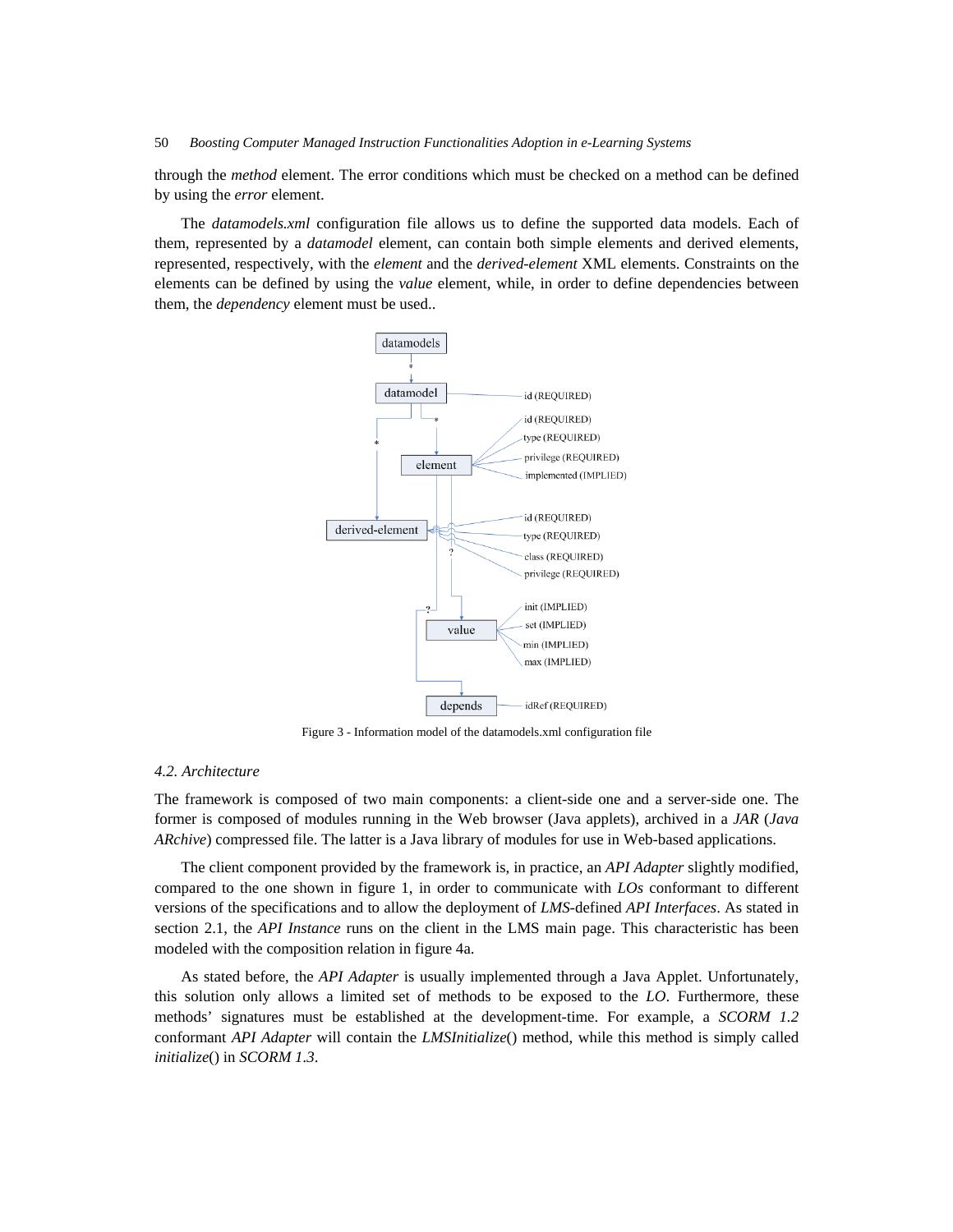through the *method* element. The error conditions which must be checked on a method can be defined by using the *error* element.

The *datamodels.xml* configuration file allows us to define the supported data models. Each of them, represented by a *datamodel* element, can contain both simple elements and derived elements, represented, respectively, with the *element* and the *derived-element* XML elements. Constraints on the elements can be defined by using the *value* element, while, in order to define dependencies between them, the *dependency* element must be used..

Figure 3 - Information model of the datamodels.xml configuration file

### *4.2. Architecture*

The framework is composed of two main components: a client-side one and a server-side one. The former is composed of modules running in the Web browser (Java applets), archived in a *JAR* (*Java ARchive*) compressed file. The latter is a Java library of modules for use in Web-based applications.

The client component provided by the framework is, in practice, an *API Adapter* slightly modified, compared to the one shown in figure 1, in order to communicate with *LOs* conformant to different versions of the specifications and to allow the deployment of *LMS*-defined *API Interfaces*. As stated in section 2.1, the *API Instance* runs on the client in the LMS main page. This characteristic has been modeled with the composition relation in figure 4a.

As stated before, the *API Adapter* is usually implemented through a Java Applet. Unfortunately, this solution only allows a limited set of methods to be exposed to the *LO*. Furthermore, these methods' signatures must be established at the development-time. For example, a *SCORM 1.2* conformant *API Adapter* will contain the *LMSInitialize*() method, while this method is simply called *initialize*() in *SCORM 1.3*.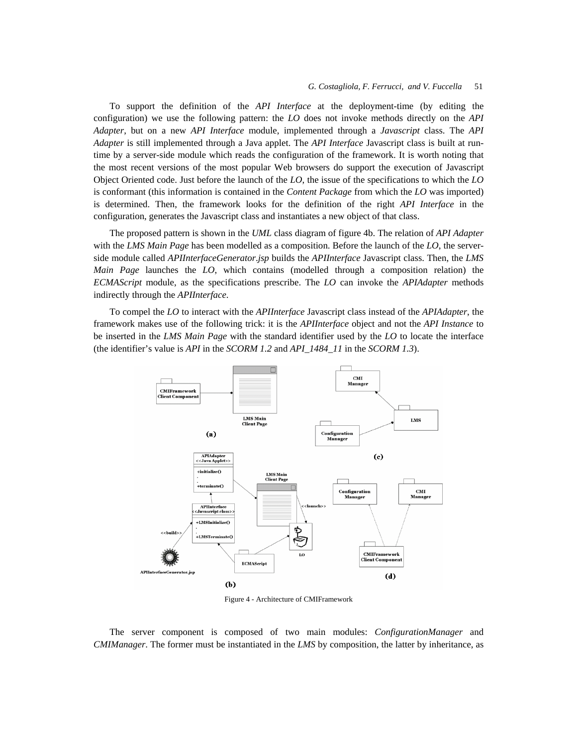To support the definition of the *API Interface* at the deployment-time (by editing the configuration) we use the following pattern: the *LO* does not invoke methods directly on the *API Adapter*, but on a new *API Interface* module, implemented through a *Javascript* class. The *API Adapter* is still implemented through a Java applet. The *API Interface* Javascript class is built at run-time by a server-side module which reads the configuration of the framework. It is worth noting that the most recent versions of the most popular Web browsers do support the execution of Javascript Object Oriented code. Just before the launch of the *LO*, the issue of the specifications to which the *LO* is conformant (this information is contained in the *Content Package* from which the *LO* was imported) is determined. Then, the framework looks for the definition of the right *API Interface* in the configuration, generates the Javascript class and instantiates a new object of that class.

The proposed pattern is shown in the *UML* class diagram of figure 4b. The relation of *API Adapter* with the *LMS Main Page* has been modelled as a composition. Before the launch of the *LO*, the server-side module called *APIInterfaceGenerator.jsp* builds the *APIInterface* Javascript class. Then, the *LMS Main Page* launches the *LO*, which contains (modelled through a composition relation) the *ECMAScript* module, as the specifications prescribe. The *LO* can invoke the *APIAdapter* methods indirectly through the *APIInterface*.

To compel the *LO* to interact with the *APIInterface* Javascript class instead of the *APIAdapter*, the framework makes use of the following trick: it is the *APIInterface* object and not the *API Instance* to be inserted in the *LMS Main Page* with the standard identifier used by the *LO* to locate the interface (the identifier's value is *API* in the *SCORM 1.2* and *API_1484_11* in the *SCORM 1.3*).

Figure 4 - Architecture of CMIFramework

The server component is composed of two main modules: *ConfigurationManager* and *CMIManager*. The former must be instantiated in the *LMS* by composition, the latter by inheritance, as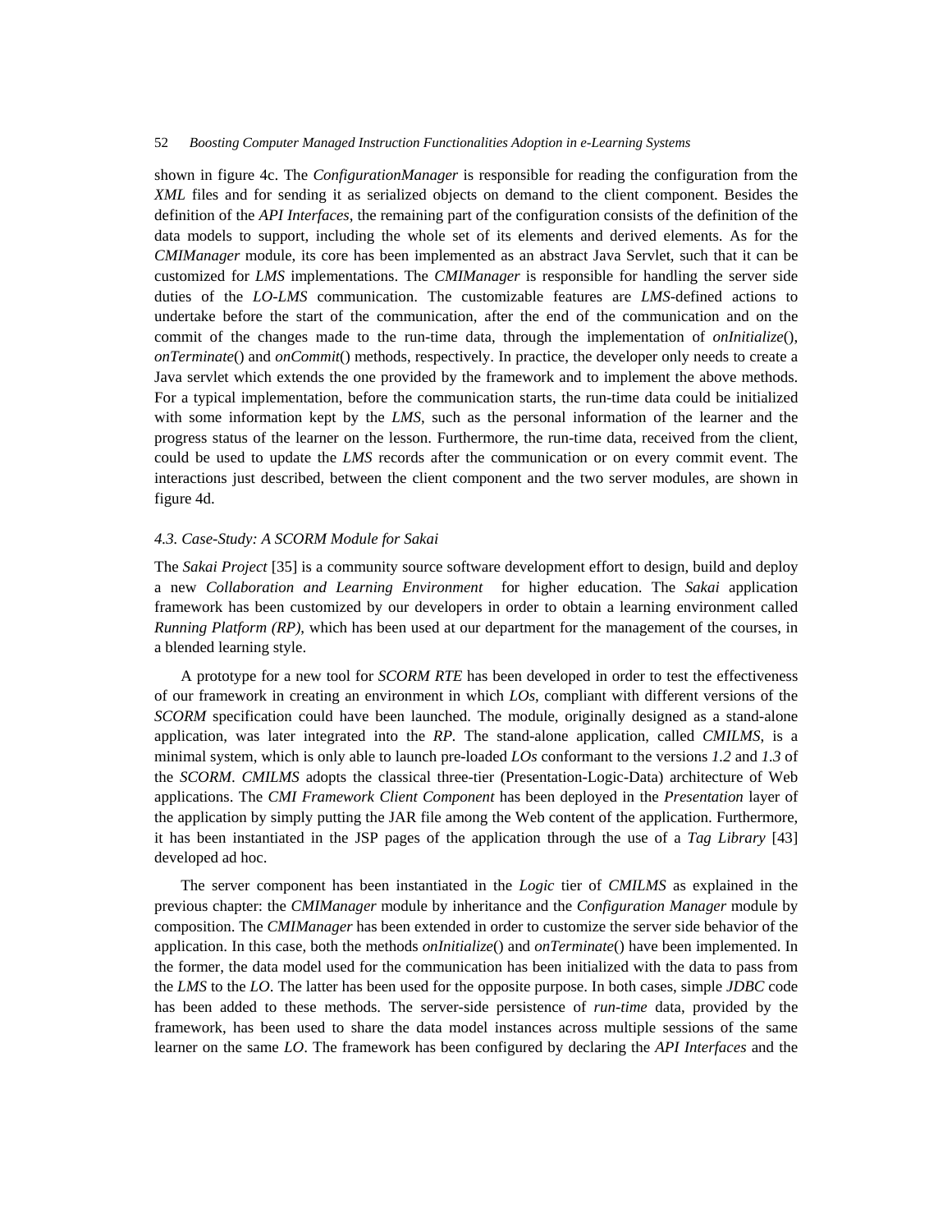shown in figure 4c. The *ConfigurationManager* is responsible for reading the configuration from the *XML* files and for sending it as serialized objects on demand to the client component. Besides the definition of the *API Interfaces*, the remaining part of the configuration consists of the definition of the data models to support, including the whole set of its elements and derived elements. As for the *CMIManager* module, its core has been implemented as an abstract Java Servlet, such that it can be customized for *LMS* implementations. The *CMIManager* is responsible for handling the server side duties of the *LO-LMS* communication. The customizable features are *LMS*-defined actions to undertake before the start of the communication, after the end of the communication and on the commit of the changes made to the run-time data, through the implementation of *onInitialize*(), *onTerminate*() and *onCommit*() methods, respectively. In practice, the developer only needs to create a Java servlet which extends the one provided by the framework and to implement the above methods. For a typical implementation, before the communication starts, the run-time data could be initialized with some information kept by the *LMS*, such as the personal information of the learner and the progress status of the learner on the lesson. Furthermore, the run-time data, received from the client, could be used to update the *LMS* records after the communication or on every commit event. The interactions just described, between the client component and the two server modules, are shown in figure 4d.

### *4.3. Case-Study: A SCORM Module for Sakai*

The *Sakai Project* [35] is a community source software development effort to design, build and deploy a new *Collaboration and Learning Environment* for higher education. The *Sakai* application framework has been customized by our developers in order to obtain a learning environment called *Running Platform (RP)*, which has been used at our department for the management of the courses, in a blended learning style.

A prototype for a new tool for *SCORM RTE* has been developed in order to test the effectiveness of our framework in creating an environment in which *LOs*, compliant with different versions of the *SCORM* specification could have been launched. The module, originally designed as a stand-alone application, was later integrated into the *RP*. The stand-alone application, called *CMILMS*, is a minimal system, which is only able to launch pre-loaded *LOs* conformant to the versions *1.2* and *1.3* of the *SCORM*. *CMILMS* adopts the classical three-tier (Presentation-Logic-Data) architecture of Web applications. The *CMI Framework Client Component* has been deployed in the *Presentation* layer of the application by simply putting the JAR file among the Web content of the application. Furthermore, it has been instantiated in the JSP pages of the application through the use of a *Tag Library* [43] developed ad hoc.

The server component has been instantiated in the *Logic* tier of *CMILMS* as explained in the previous chapter: the *CMIManager* module by inheritance and the *Configuration Manager* module by composition. The *CMIManager* has been extended in order to customize the server side behavior of the application. In this case, both the methods *onInitialize*() and *onTerminate*() have been implemented. In the former, the data model used for the communication has been initialized with the data to pass from the *LMS* to the *LO*. The latter has been used for the opposite purpose. In both cases, simple *JDBC* code has been added to these methods. The server-side persistence of *run-time* data, provided by the framework, has been used to share the data model instances across multiple sessions of the same learner on the same *LO*. The framework has been configured by declaring the *API Interfaces* and the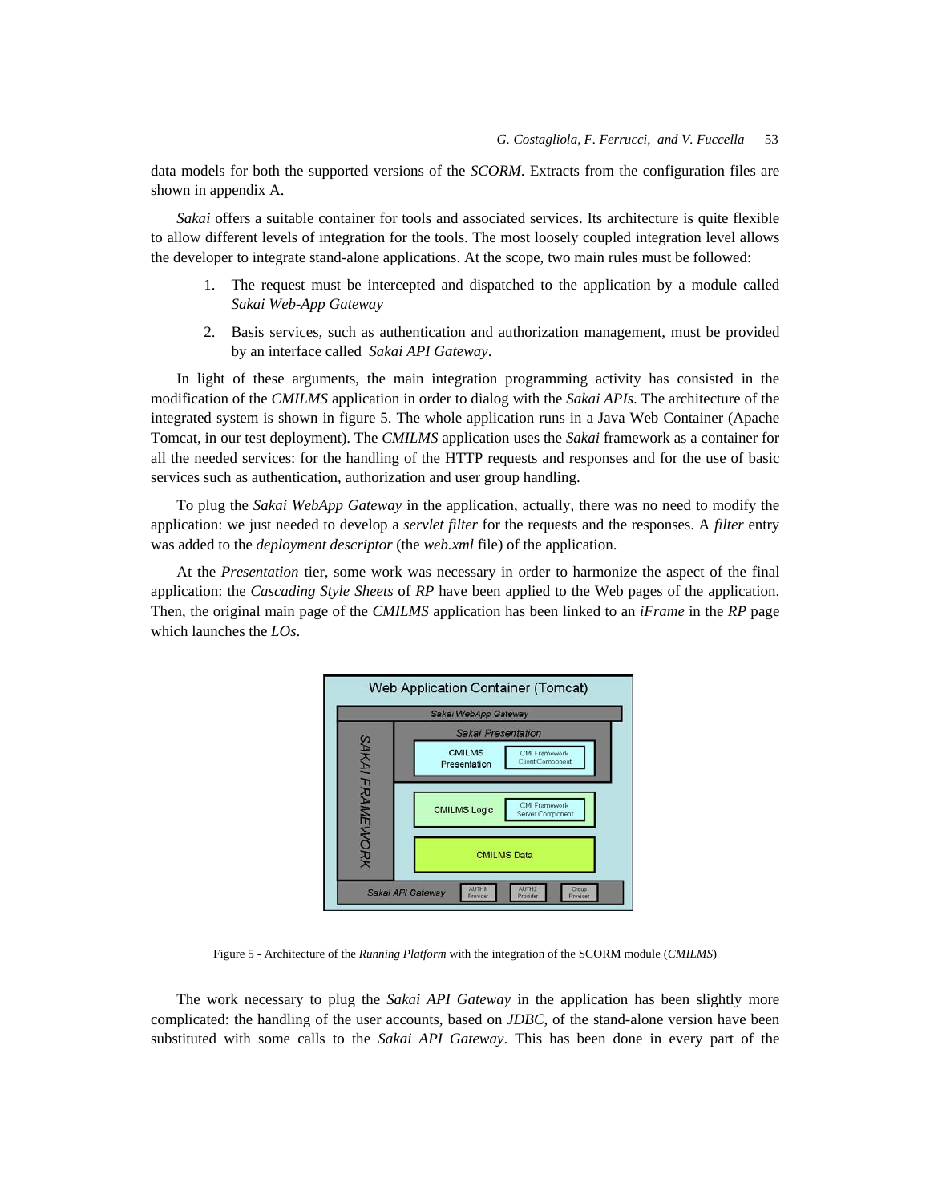data models for both the supported versions of the *SCORM*. Extracts from the configuration files are shown in appendix A.

*Sakai* offers a suitable container for tools and associated services. Its architecture is quite flexible to allow different levels of integration for the tools. The most loosely coupled integration level allows the developer to integrate stand-alone applications. At the scope, two main rules must be followed:

1. The request must be intercepted and dispatched to the application by a module called *Sakai Web-App Gateway*
2. Basis services, such as authentication and authorization management, must be provided by an interface called *Sakai API Gateway*.

In light of these arguments, the main integration programming activity has consisted in the modification of the *CMILMS* application in order to dialog with the *Sakai APIs*. The architecture of the integrated system is shown in figure 5. The whole application runs in a Java Web Container (Apache Tomcat, in our test deployment). The *CMILMS* application uses the *Sakai* framework as a container for all the needed services: for the handling of the HTTP requests and responses and for the use of basic services such as authentication, authorization and user group handling.

To plug the *Sakai WebApp Gateway* in the application, actually, there was no need to modify the application: we just needed to develop a *servlet filter* for the requests and the responses. A *filter* entry was added to the *deployment descriptor* (the *web.xml* file) of the application.

At the *Presentation* tier, some work was necessary in order to harmonize the aspect of the final application: the *Cascading Style Sheets* of *RP* have been applied to the Web pages of the application. Then, the original main page of the *CMILMS* application has been linked to an *iFrame* in the *RP* page which launches the *LOs*.

Figure 5 - Architecture of the *Running Platform* with the integration of the SCORM module (*CMILMS*)

The work necessary to plug the *Sakai API Gateway* in the application has been slightly more complicated: the handling of the user accounts, based on *JDBC*, of the stand-alone version have been substituted with some calls to the *Sakai API Gateway*. This has been done in every part of the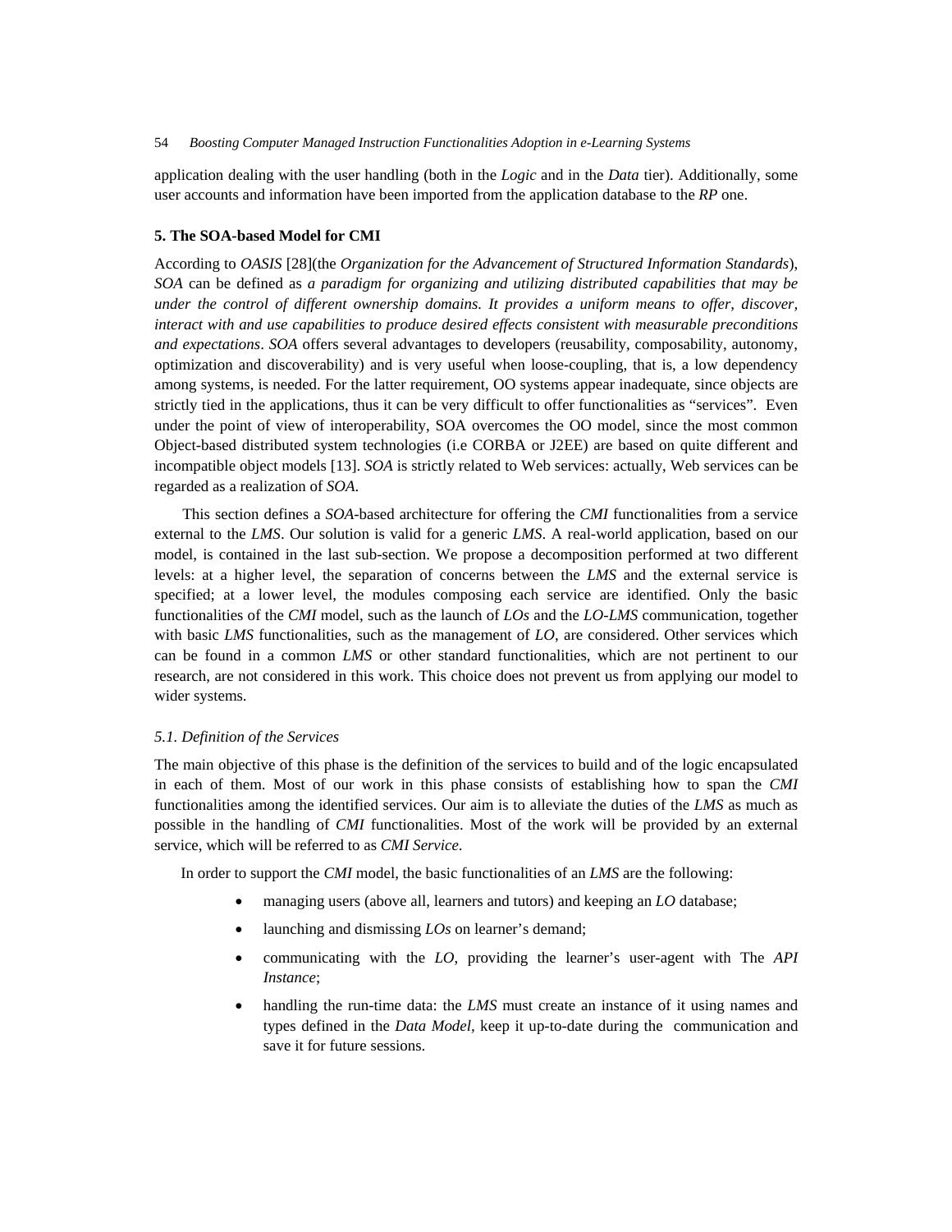application dealing with the user handling (both in the *Logic* and in the *Data* tier). Additionally, some user accounts and information have been imported from the application database to the *RP* one.

## 5. The SOA-based Model for CMI

According to *OASIS* [28](the *Organization for the Advancement of Structured Information Standards*), *SOA* can be defined as *a paradigm for organizing and utilizing distributed capabilities that may be under the control of different ownership domains. It provides a uniform means to offer, discover, interact with and use capabilities to produce desired effects consistent with measurable preconditions and expectations*. *SOA* offers several advantages to developers (reusability, composability, autonomy, optimization and discoverability) and is very useful when loose-coupling, that is, a low dependency among systems, is needed. For the latter requirement, OO systems appear inadequate, since objects are strictly tied in the applications, thus it can be very difficult to offer functionalities as "services". Even under the point of view of interoperability, SOA overcomes the OO model, since the most common Object-based distributed system technologies (i.e CORBA or J2EE) are based on quite different and incompatible object models [13]. *SOA* is strictly related to Web services: actually, Web services can be regarded as a realization of *SOA*.

This section defines a *SOA*-based architecture for offering the *CMI* functionalities from a service external to the *LMS*. Our solution is valid for a generic *LMS*. A real-world application, based on our model, is contained in the last sub-section. We propose a decomposition performed at two different levels: at a higher level, the separation of concerns between the *LMS* and the external service is specified; at a lower level, the modules composing each service are identified. Only the basic functionalities of the *CMI* model, such as the launch of *LOs* and the *LO-LMS* communication, together with basic *LMS* functionalities, such as the management of *LO*, are considered. Other services which can be found in a common *LMS* or other standard functionalities, which are not pertinent to our research, are not considered in this work. This choice does not prevent us from applying our model to wider systems.

### *5.1. Definition of the Services*

The main objective of this phase is the definition of the services to build and of the logic encapsulated in each of them. Most of our work in this phase consists of establishing how to span the *CMI* functionalities among the identified services. Our aim is to alleviate the duties of the *LMS* as much as possible in the handling of *CMI* functionalities. Most of the work will be provided by an external service, which will be referred to as *CMI Service*.

In order to support the *CMI* model, the basic functionalities of an *LMS* are the following:

- managing users (above all, learners and tutors) and keeping an *LO* database;
- launching and dismissing *LOs* on learner's demand;
- communicating with the *LO*, providing the learner's user-agent with The *API Instance*;
- handling the run-time data: the *LMS* must create an instance of it using names and types defined in the *Data Model*, keep it up-to-date during the communication and save it for future sessions.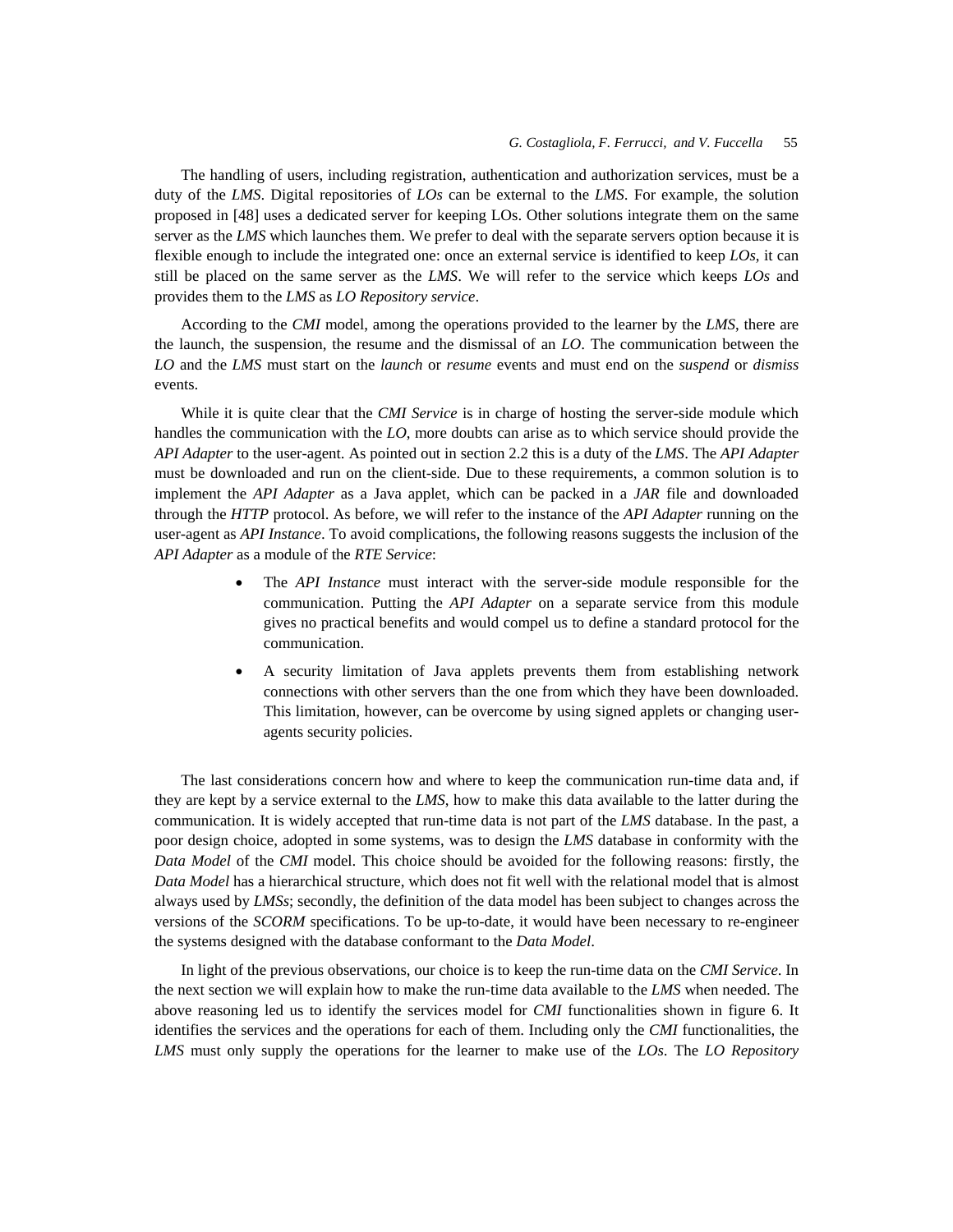The handling of users, including registration, authentication and authorization services, must be a duty of the *LMS*. Digital repositories of *LOs* can be external to the *LMS*. For example, the solution proposed in [48] uses a dedicated server for keeping LOs. Other solutions integrate them on the same server as the *LMS* which launches them. We prefer to deal with the separate servers option because it is flexible enough to include the integrated one: once an external service is identified to keep *LOs*, it can still be placed on the same server as the *LMS*. We will refer to the service which keeps *LOs* and provides them to the *LMS* as *LO Repository service*.

According to the *CMI* model, among the operations provided to the learner by the *LMS*, there are the launch, the suspension, the resume and the dismissal of an *LO*. The communication between the *LO* and the *LMS* must start on the *launch* or *resume* events and must end on the *suspend* or *dismiss* events.

While it is quite clear that the *CMI Service* is in charge of hosting the server-side module which handles the communication with the *LO*, more doubts can arise as to which service should provide the *API Adapter* to the user-agent. As pointed out in section 2.2 this is a duty of the *LMS*. The *API Adapter* must be downloaded and run on the client-side. Due to these requirements, a common solution is to implement the *API Adapter* as a Java applet, which can be packed in a *JAR* file and downloaded through the *HTTP* protocol. As before, we will refer to the instance of the *API Adapter* running on the user-agent as *API Instance*. To avoid complications, the following reasons suggests the inclusion of the *API Adapter* as a module of the *RTE Service*:

- The *API Instance* must interact with the server-side module responsible for the communication. Putting the *API Adapter* on a separate service from this module gives no practical benefits and would compel us to define a standard protocol for the communication.
- A security limitation of Java applets prevents them from establishing network connections with other servers than the one from which they have been downloaded. This limitation, however, can be overcome by using signed applets or changing user-agents security policies.

The last considerations concern how and where to keep the communication run-time data and, if they are kept by a service external to the *LMS*, how to make this data available to the latter during the communication. It is widely accepted that run-time data is not part of the *LMS* database. In the past, a poor design choice, adopted in some systems, was to design the *LMS* database in conformity with the *Data Model* of the *CMI* model. This choice should be avoided for the following reasons: firstly, the *Data Model* has a hierarchical structure, which does not fit well with the relational model that is almost always used by *LMSs*; secondly, the definition of the data model has been subject to changes across the versions of the *SCORM* specifications. To be up-to-date, it would have been necessary to re-engineer the systems designed with the database conformant to the *Data Model*.

In light of the previous observations, our choice is to keep the run-time data on the *CMI Service*. In the next section we will explain how to make the run-time data available to the *LMS* when needed. The above reasoning led us to identify the services model for *CMI* functionalities shown in figure 6. It identifies the services and the operations for each of them. Including only the *CMI* functionalities, the *LMS* must only supply the operations for the learner to make use of the *LOs*. The *LO Repository*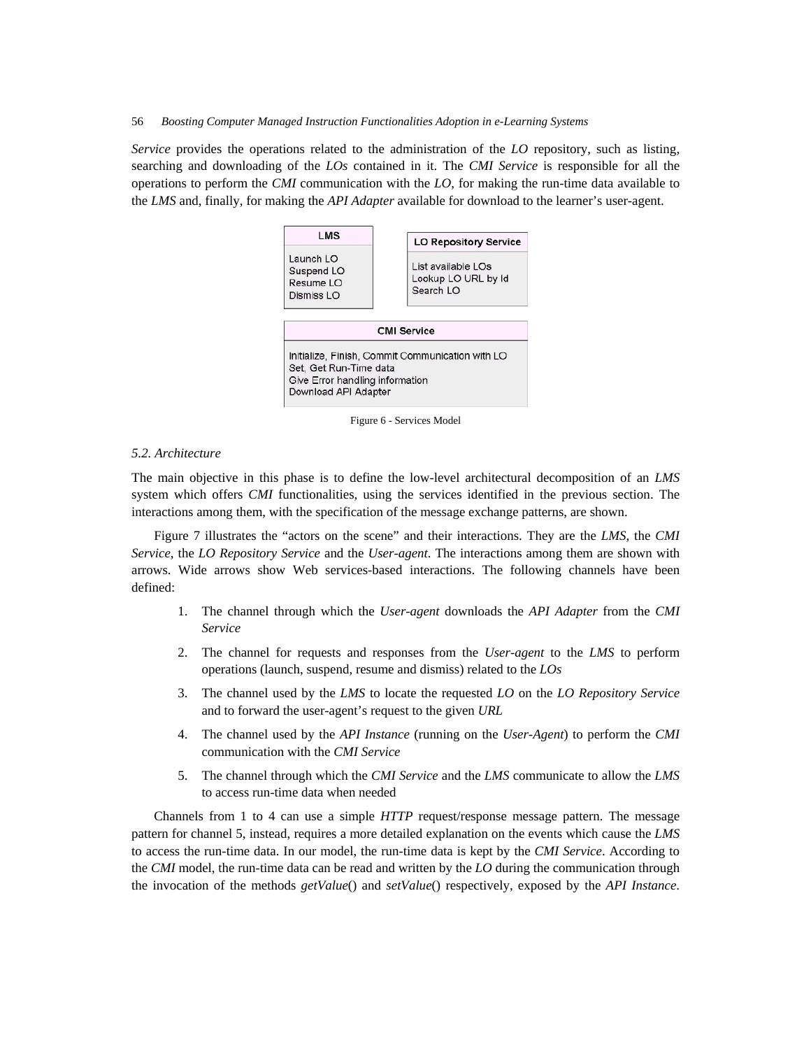*Service* provides the operations related to the administration of the *LO* repository, such as listing, searching and downloading of the *LOs* contained in it. The *CMI Service* is responsible for all the operations to perform the *CMI* communication with the *LO*, for making the run-time data available to the *LMS* and, finally, for making the *API Adapter* available for download to the learner's user-agent.

| LMS |
| --- |
| Launch LO<br>Suspend LO<br>Resume LO<br>Dismiss LO |

| LO Repository Service |
| --- |
| List available LOs<br>Lookup LO URL by Id<br>Search LO |

| CMI Service |
| --- |
| Initialize, Finish, Commit Communication with LO<br>Set, Get Run-Time data<br>Give Error handling information<br>Download API Adapter |

Figure 6 - Services Model

*5.2. Architecture*

The main objective in this phase is to define the low-level architectural decomposition of an *LMS* system which offers *CMI* functionalities, using the services identified in the previous section. The interactions among them, with the specification of the message exchange patterns, are shown.

Figure 7 illustrates the "actors on the scene" and their interactions. They are the *LMS*, the *CMI Service*, the *LO Repository Service* and the *User-agent*. The interactions among them are shown with arrows. Wide arrows show Web services-based interactions. The following channels have been defined:

1. The channel through which the *User-agent* downloads the *API Adapter* from the *CMI Service*
2. The channel for requests and responses from the *User-agent* to the *LMS* to perform operations (launch, suspend, resume and dismiss) related to the *LOs*
3. The channel used by the *LMS* to locate the requested *LO* on the *LO Repository Service* and to forward the user-agent's request to the given *URL*
4. The channel used by the *API Instance* (running on the *User-Agent*) to perform the *CMI* communication with the *CMI Service*
5. The channel through which the *CMI Service* and the *LMS* communicate to allow the *LMS* to access run-time data when needed

Channels from 1 to 4 can use a simple *HTTP* request/response message pattern. The message pattern for channel 5, instead, requires a more detailed explanation on the events which cause the *LMS* to access the run-time data. In our model, the run-time data is kept by the *CMI Service*. According to the *CMI* model, the run-time data can be read and written by the *LO* during the communication through the invocation of the methods *getValue*() and *setValue*() respectively, exposed by the *API Instance*.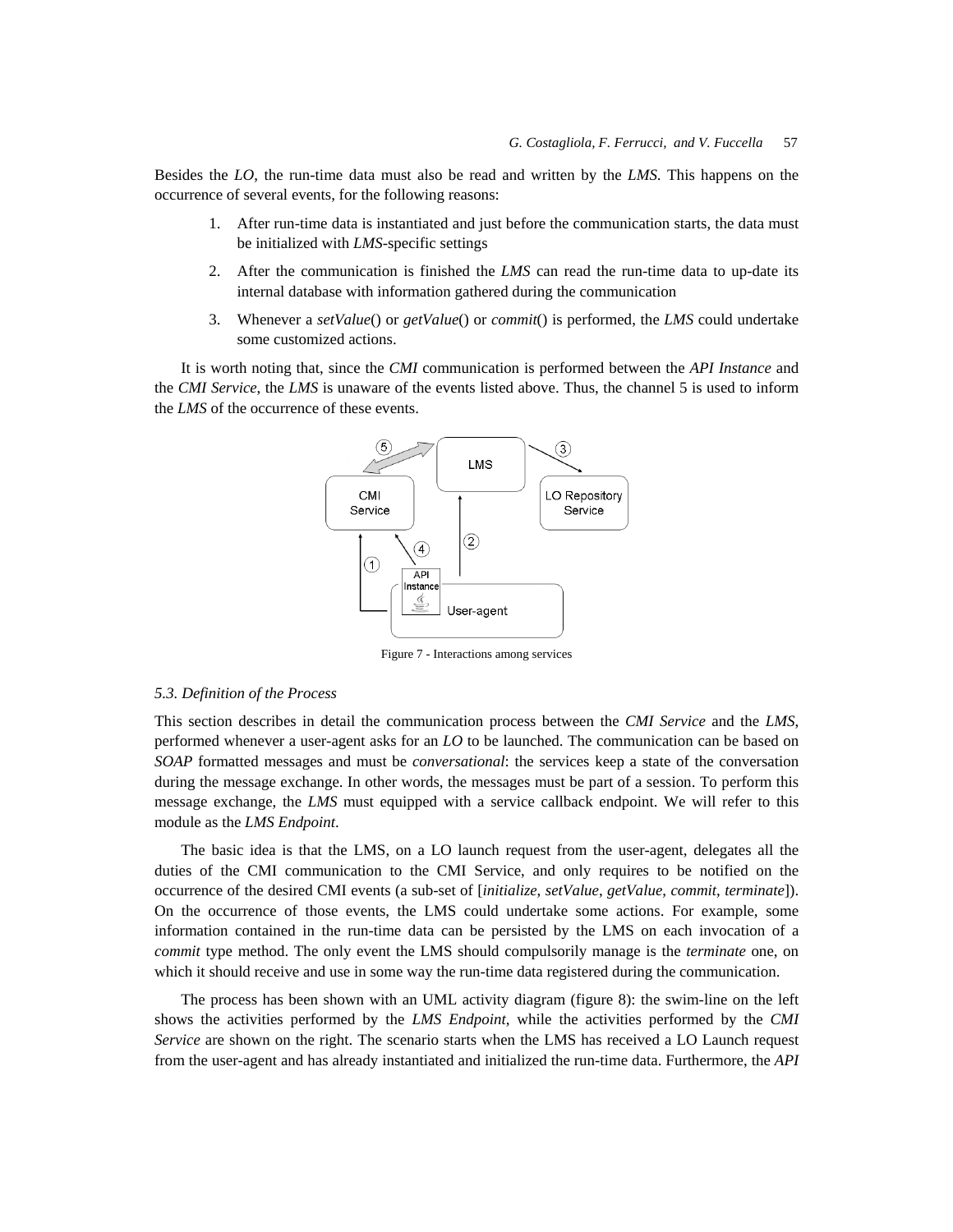Besides the *LO*, the run-time data must also be read and written by the *LMS*. This happens on the occurrence of several events, for the following reasons:

1. After run-time data is instantiated and just before the communication starts, the data must be initialized with *LMS*-specific settings
2. After the communication is finished the *LMS* can read the run-time data to up-date its internal database with information gathered during the communication
3. Whenever a *setValue*() or *getValue*() or *commit*() is performed, the *LMS* could undertake some customized actions.

It is worth noting that, since the *CMI* communication is performed between the *API Instance* and the *CMI Service*, the *LMS* is unaware of the events listed above. Thus, the channel 5 is used to inform the *LMS* of the occurrence of these events.

Figure 7 - Interactions among services

*5.3. Definition of the Process*

This section describes in detail the communication process between the *CMI Service* and the *LMS*, performed whenever a user-agent asks for an *LO* to be launched. The communication can be based on *SOAP* formatted messages and must be *conversational*: the services keep a state of the conversation during the message exchange. In other words, the messages must be part of a session. To perform this message exchange, the *LMS* must equipped with a service callback endpoint. We will refer to this module as the *LMS Endpoint*.

The basic idea is that the LMS, on a LO launch request from the user-agent, delegates all the duties of the CMI communication to the CMI Service, and only requires to be notified on the occurrence of the desired CMI events (a sub-set of [*initialize*, *setValue*, *getValue*, *commit*, *terminate*]). On the occurrence of those events, the LMS could undertake some actions. For example, some information contained in the run-time data can be persisted by the LMS on each invocation of a *commit* type method. The only event the LMS should compulsorily manage is the *terminate* one, on which it should receive and use in some way the run-time data registered during the communication.

The process has been shown with an UML activity diagram (figure 8): the swim-line on the left shows the activities performed by the *LMS Endpoint*, while the activities performed by the *CMI Service* are shown on the right. The scenario starts when the LMS has received a LO Launch request from the user-agent and has already instantiated and initialized the run-time data. Furthermore, the *API*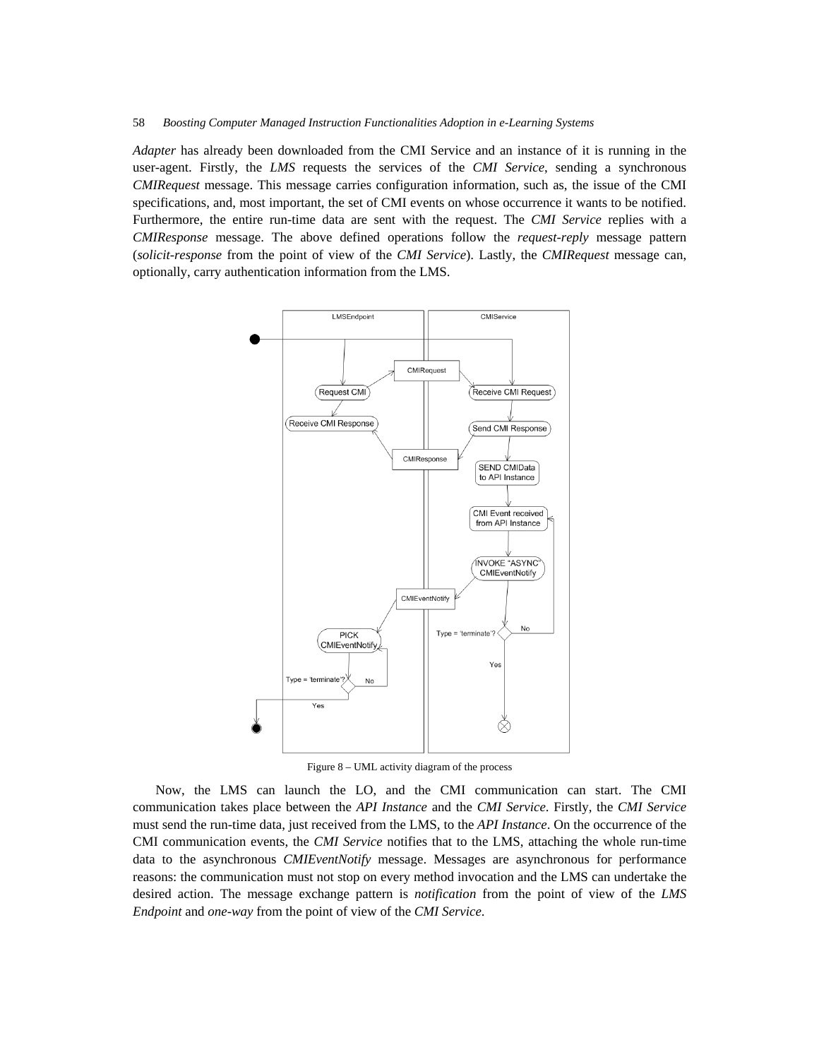*Adapter* has already been downloaded from the CMI Service and an instance of it is running in the user-agent. Firstly, the *LMS* requests the services of the *CMI Service*, sending a synchronous *CMIRequest* message. This message carries configuration information, such as, the issue of the CMI specifications, and, most important, the set of CMI events on whose occurrence it wants to be notified. Furthermore, the entire run-time data are sent with the request. The *CMI Service* replies with a *CMIResponse* message. The above defined operations follow the *request-reply* message pattern (*solicit-response* from the point of view of the *CMI Service*). Lastly, the *CMIRequest* message can, optionally, carry authentication information from the LMS.

Figure 8 – UML activity diagram of the process

Now, the LMS can launch the LO, and the CMI communication can start. The CMI communication takes place between the *API Instance* and the *CMI Service*. Firstly, the *CMI Service* must send the run-time data, just received from the LMS, to the *API Instance*. On the occurrence of the CMI communication events, the *CMI Service* notifies that to the LMS, attaching the whole run-time data to the asynchronous *CMIEventNotify* message. Messages are asynchronous for performance reasons: the communication must not stop on every method invocation and the LMS can undertake the desired action. The message exchange pattern is *notification* from the point of view of the *LMS Endpoint* and *one-way* from the point of view of the *CMI Service*.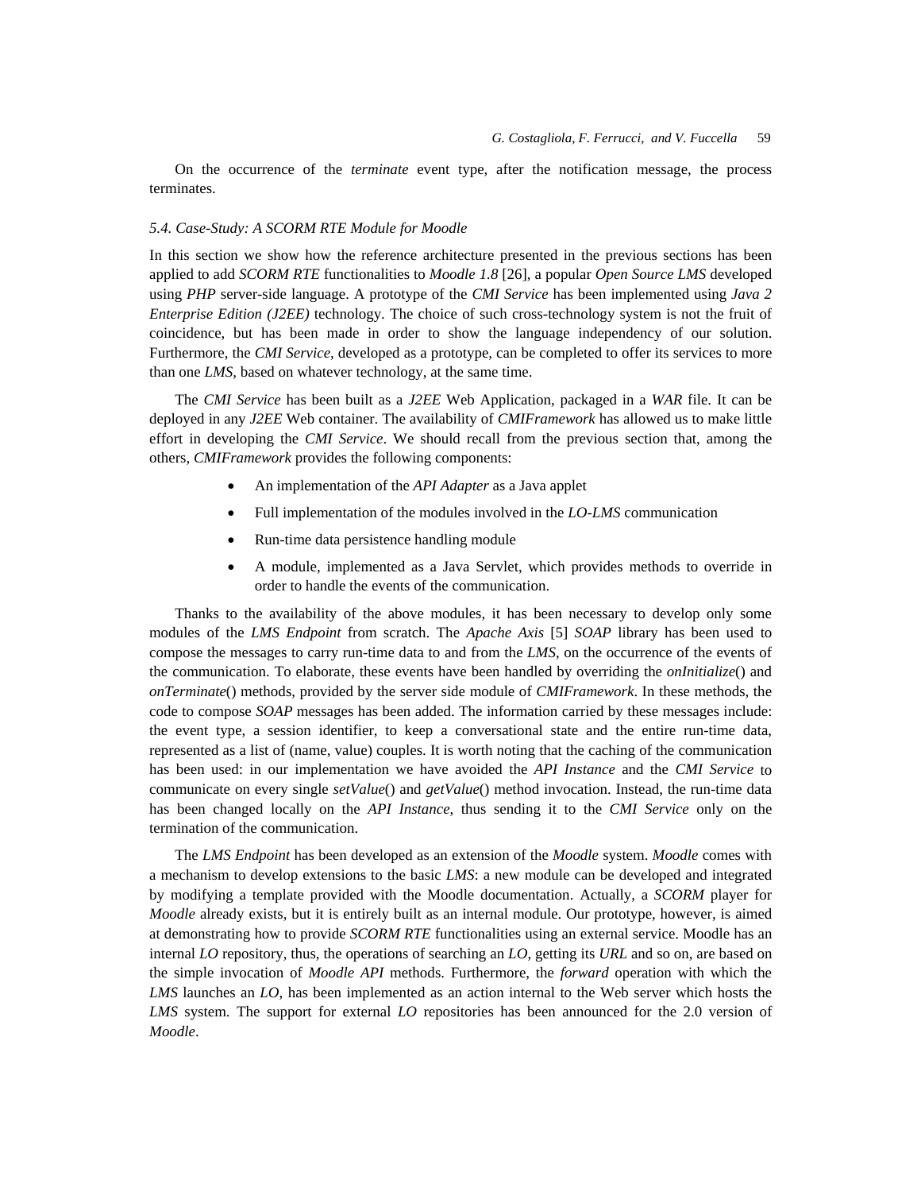On the occurrence of the *terminate* event type, after the notification message, the process terminates.

### *5.4. Case-Study: A SCORM RTE Module for Moodle*

In this section we show how the reference architecture presented in the previous sections has been applied to add *SCORM RTE* functionalities to *Moodle 1.8* [26], a popular *Open Source LMS* developed using *PHP* server-side language. A prototype of the *CMI Service* has been implemented using *Java 2 Enterprise Edition (J2EE)* technology. The choice of such cross-technology system is not the fruit of coincidence, but has been made in order to show the language independency of our solution. Furthermore, the *CMI Service*, developed as a prototype, can be completed to offer its services to more than one *LMS*, based on whatever technology, at the same time.

The *CMI Service* has been built as a *J2EE* Web Application, packaged in a *WAR* file. It can be deployed in any *J2EE* Web container. The availability of *CMIFramework* has allowed us to make little effort in developing the *CMI Service*. We should recall from the previous section that, among the others, *CMIFramework* provides the following components:

- An implementation of the *API Adapter* as a Java applet
- Full implementation of the modules involved in the *LO-LMS* communication
- Run-time data persistence handling module
- A module, implemented as a Java Servlet, which provides methods to override in order to handle the events of the communication.

Thanks to the availability of the above modules, it has been necessary to develop only some modules of the *LMS Endpoint* from scratch. The *Apache Axis* [5] *SOAP* library has been used to compose the messages to carry run-time data to and from the *LMS*, on the occurrence of the events of the communication. To elaborate, these events have been handled by overriding the *onInitialize*() and *onTerminate*() methods, provided by the server side module of *CMIFramework*. In these methods, the code to compose *SOAP* messages has been added. The information carried by these messages include: the event type, a session identifier, to keep a conversational state and the entire run-time data, represented as a list of (name, value) couples. It is worth noting that the caching of the communication has been used: in our implementation we have avoided the *API Instance* and the *CMI Service* to communicate on every single *setValue*() and *getValue*() method invocation. Instead, the run-time data has been changed locally on the *API Instance,* thus sending it to the *CMI Service* only on the termination of the communication.

The *LMS Endpoint* has been developed as an extension of the *Moodle* system. *Moodle* comes with a mechanism to develop extensions to the basic *LMS*: a new module can be developed and integrated by modifying a template provided with the Moodle documentation. Actually, a *SCORM* player for *Moodle* already exists, but it is entirely built as an internal module. Our prototype, however, is aimed at demonstrating how to provide *SCORM RTE* functionalities using an external service. Moodle has an internal *LO* repository, thus, the operations of searching an *LO*, getting its *URL* and so on, are based on the simple invocation of *Moodle API* methods. Furthermore, the *forward* operation with which the *LMS* launches an *LO*, has been implemented as an action internal to the Web server which hosts the *LMS* system. The support for external *LO* repositories has been announced for the 2.0 version of *Moodle*.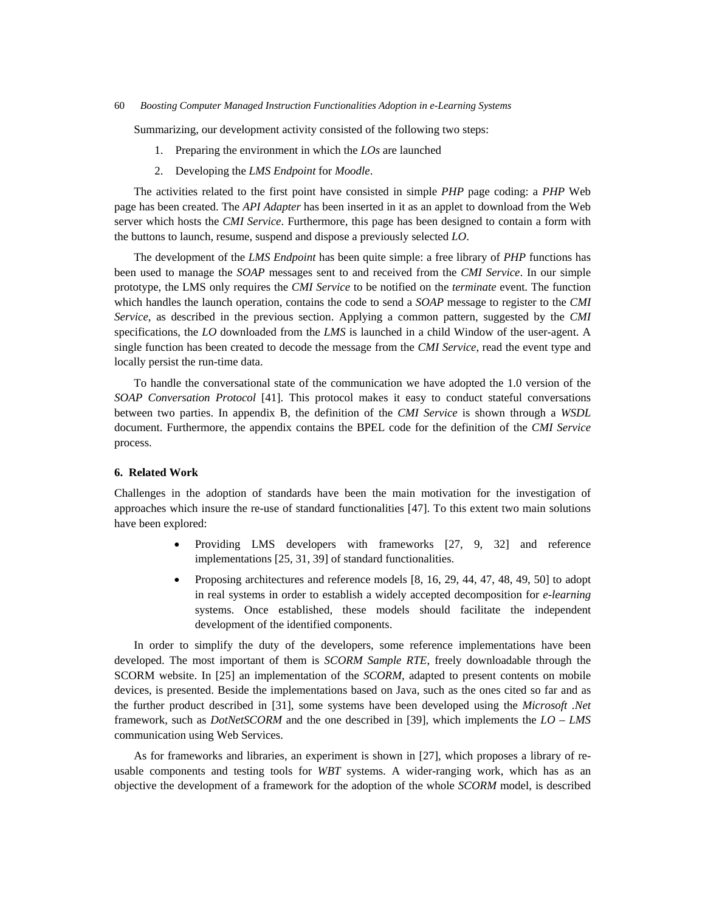Summarizing, our development activity consisted of the following two steps:

1. Preparing the environment in which the *LOs* are launched
2. Developing the *LMS Endpoint* for *Moodle*.

The activities related to the first point have consisted in simple *PHP* page coding: a *PHP* Web page has been created. The *API Adapter* has been inserted in it as an applet to download from the Web server which hosts the *CMI Service*. Furthermore, this page has been designed to contain a form with the buttons to launch, resume, suspend and dispose a previously selected *LO*.

The development of the *LMS Endpoint* has been quite simple: a free library of *PHP* functions has been used to manage the *SOAP* messages sent to and received from the *CMI Service*. In our simple prototype, the LMS only requires the *CMI Service* to be notified on the *terminate* event. The function which handles the launch operation, contains the code to send a *SOAP* message to register to the *CMI Service*, as described in the previous section. Applying a common pattern, suggested by the *CMI* specifications, the *LO* downloaded from the *LMS* is launched in a child Window of the user-agent. A single function has been created to decode the message from the *CMI Service*, read the event type and locally persist the run-time data.

To handle the conversational state of the communication we have adopted the 1.0 version of the *SOAP Conversation Protocol* [41]. This protocol makes it easy to conduct stateful conversations between two parties. In appendix B, the definition of the *CMI Service* is shown through a *WSDL* document. Furthermore, the appendix contains the BPEL code for the definition of the *CMI Service* process.

## 6. Related Work

Challenges in the adoption of standards have been the main motivation for the investigation of approaches which insure the re-use of standard functionalities [47]. To this extent two main solutions have been explored:

- Providing LMS developers with frameworks [27, 9, 32] and reference implementations [25, 31, 39] of standard functionalities.
- Proposing architectures and reference models [8, 16, 29, 44, 47, 48, 49, 50] to adopt in real systems in order to establish a widely accepted decomposition for *e-learning* systems. Once established, these models should facilitate the independent development of the identified components.

In order to simplify the duty of the developers, some reference implementations have been developed. The most important of them is *SCORM Sample RTE*, freely downloadable through the SCORM website. In [25] an implementation of the *SCORM*, adapted to present contents on mobile devices, is presented. Beside the implementations based on Java, such as the ones cited so far and as the further product described in [31], some systems have been developed using the *Microsoft .Net* framework, such as *DotNetSCORM* and the one described in [39], which implements the *LO – LMS* communication using Web Services.

As for frameworks and libraries, an experiment is shown in [27], which proposes a library of re-usable components and testing tools for *WBT* systems. A wider-ranging work, which has as an objective the development of a framework for the adoption of the whole *SCORM* model, is described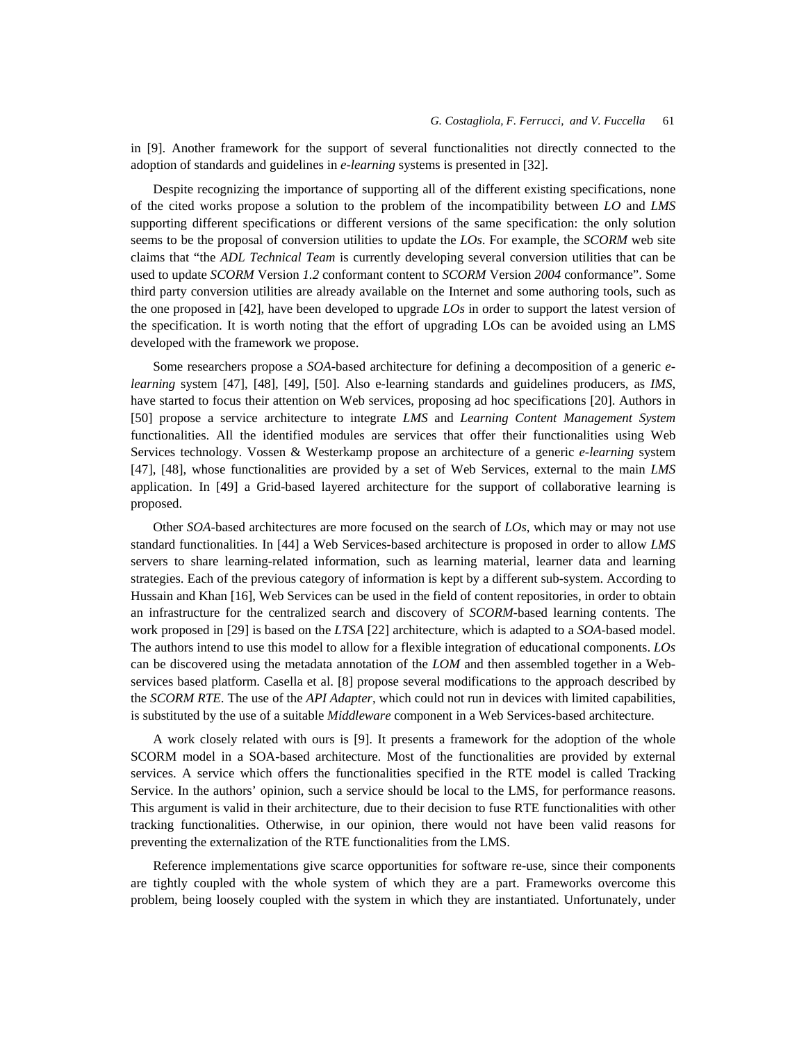in [9]. Another framework for the support of several functionalities not directly connected to the adoption of standards and guidelines in *e-learning* systems is presented in [32].

Despite recognizing the importance of supporting all of the different existing specifications, none of the cited works propose a solution to the problem of the incompatibility between *LO* and *LMS* supporting different specifications or different versions of the same specification: the only solution seems to be the proposal of conversion utilities to update the *LOs*. For example, the *SCORM* web site claims that "the *ADL Technical Team* is currently developing several conversion utilities that can be used to update *SCORM* Version *1.2* conformant content to *SCORM* Version *2004* conformance". Some third party conversion utilities are already available on the Internet and some authoring tools, such as the one proposed in [42], have been developed to upgrade *LOs* in order to support the latest version of the specification. It is worth noting that the effort of upgrading LOs can be avoided using an LMS developed with the framework we propose.

Some researchers propose a *SOA*-based architecture for defining a decomposition of a generic *e-learning* system [47], [48], [49], [50]. Also e-learning standards and guidelines producers, as *IMS*, have started to focus their attention on Web services, proposing ad hoc specifications [20]. Authors in [50] propose a service architecture to integrate *LMS* and *Learning Content Management System* functionalities. All the identified modules are services that offer their functionalities using Web Services technology. Vossen & Westerkamp propose an architecture of a generic *e-learning* system [47], [48], whose functionalities are provided by a set of Web Services, external to the main *LMS* application. In [49] a Grid-based layered architecture for the support of collaborative learning is proposed.

Other *SOA*-based architectures are more focused on the search of *LOs*, which may or may not use standard functionalities. In [44] a Web Services-based architecture is proposed in order to allow *LMS* servers to share learning-related information, such as learning material, learner data and learning strategies. Each of the previous category of information is kept by a different sub-system. According to Hussain and Khan [16], Web Services can be used in the field of content repositories, in order to obtain an infrastructure for the centralized search and discovery of *SCORM*-based learning contents. The work proposed in [29] is based on the *LTSA* [22] architecture, which is adapted to a *SOA*-based model. The authors intend to use this model to allow for a flexible integration of educational components. *LOs* can be discovered using the metadata annotation of the *LOM* and then assembled together in a Web-services based platform. Casella et al. [8] propose several modifications to the approach described by the *SCORM RTE*. The use of the *API Adapter*, which could not run in devices with limited capabilities, is substituted by the use of a suitable *Middleware* component in a Web Services-based architecture.

A work closely related with ours is [9]. It presents a framework for the adoption of the whole SCORM model in a SOA-based architecture. Most of the functionalities are provided by external services. A service which offers the functionalities specified in the RTE model is called Tracking Service. In the authors' opinion, such a service should be local to the LMS, for performance reasons. This argument is valid in their architecture, due to their decision to fuse RTE functionalities with other tracking functionalities. Otherwise, in our opinion, there would not have been valid reasons for preventing the externalization of the RTE functionalities from the LMS.

Reference implementations give scarce opportunities for software re-use, since their components are tightly coupled with the whole system of which they are a part. Frameworks overcome this problem, being loosely coupled with the system in which they are instantiated. Unfortunately, under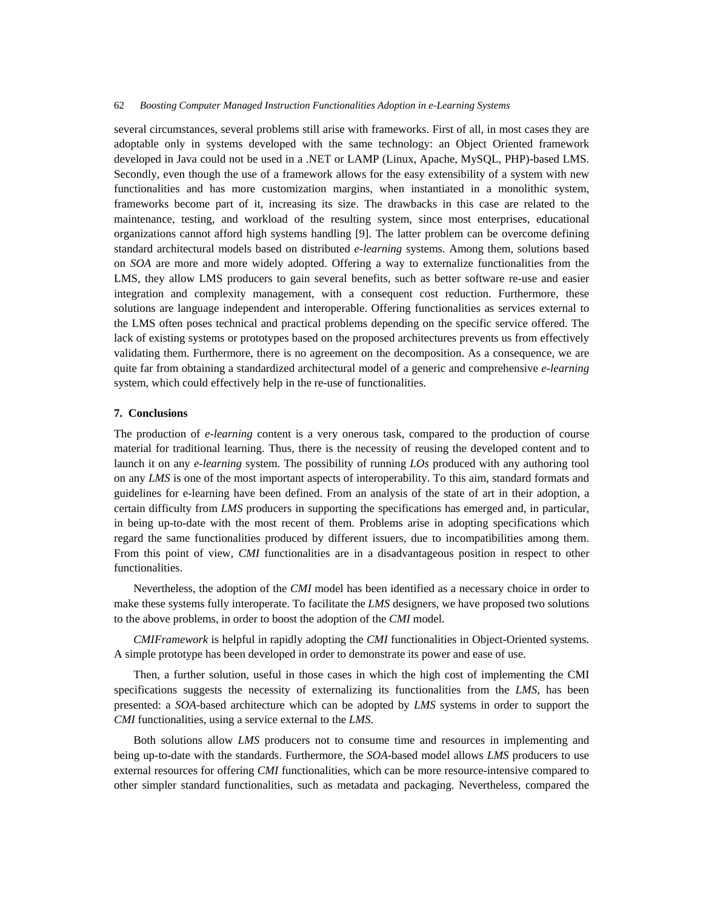several circumstances, several problems still arise with frameworks. First of all, in most cases they are adoptable only in systems developed with the same technology: an Object Oriented framework developed in Java could not be used in a .NET or LAMP (Linux, Apache, MySQL, PHP)-based LMS. Secondly, even though the use of a framework allows for the easy extensibility of a system with new functionalities and has more customization margins, when instantiated in a monolithic system, frameworks become part of it, increasing its size. The drawbacks in this case are related to the maintenance, testing, and workload of the resulting system, since most enterprises, educational organizations cannot afford high systems handling [9]. The latter problem can be overcome defining standard architectural models based on distributed *e-learning* systems. Among them, solutions based on *SOA* are more and more widely adopted. Offering a way to externalize functionalities from the LMS, they allow LMS producers to gain several benefits, such as better software re-use and easier integration and complexity management, with a consequent cost reduction. Furthermore, these solutions are language independent and interoperable. Offering functionalities as services external to the LMS often poses technical and practical problems depending on the specific service offered. The lack of existing systems or prototypes based on the proposed architectures prevents us from effectively validating them. Furthermore, there is no agreement on the decomposition. As a consequence, we are quite far from obtaining a standardized architectural model of a generic and comprehensive *e-learning* system, which could effectively help in the re-use of functionalities.

## 7. Conclusions

The production of *e-learning* content is a very onerous task, compared to the production of course material for traditional learning. Thus, there is the necessity of reusing the developed content and to launch it on any *e-learning* system. The possibility of running *LOs* produced with any authoring tool on any *LMS* is one of the most important aspects of interoperability. To this aim, standard formats and guidelines for e-learning have been defined. From an analysis of the state of art in their adoption, a certain difficulty from *LMS* producers in supporting the specifications has emerged and, in particular, in being up-to-date with the most recent of them. Problems arise in adopting specifications which regard the same functionalities produced by different issuers, due to incompatibilities among them. From this point of view, *CMI* functionalities are in a disadvantageous position in respect to other functionalities.

Nevertheless, the adoption of the *CMI* model has been identified as a necessary choice in order to make these systems fully interoperate. To facilitate the *LMS* designers, we have proposed two solutions to the above problems, in order to boost the adoption of the *CMI* model.

*CMIFramework* is helpful in rapidly adopting the *CMI* functionalities in Object-Oriented systems. A simple prototype has been developed in order to demonstrate its power and ease of use.

Then, a further solution, useful in those cases in which the high cost of implementing the CMI specifications suggests the necessity of externalizing its functionalities from the *LMS*, has been presented: a *SOA*-based architecture which can be adopted by *LMS* systems in order to support the *CMI* functionalities, using a service external to the *LMS*.

Both solutions allow *LMS* producers not to consume time and resources in implementing and being up-to-date with the standards. Furthermore, the *SOA*-based model allows *LMS* producers to use external resources for offering *CMI* functionalities, which can be more resource-intensive compared to other simpler standard functionalities, such as metadata and packaging. Nevertheless, compared the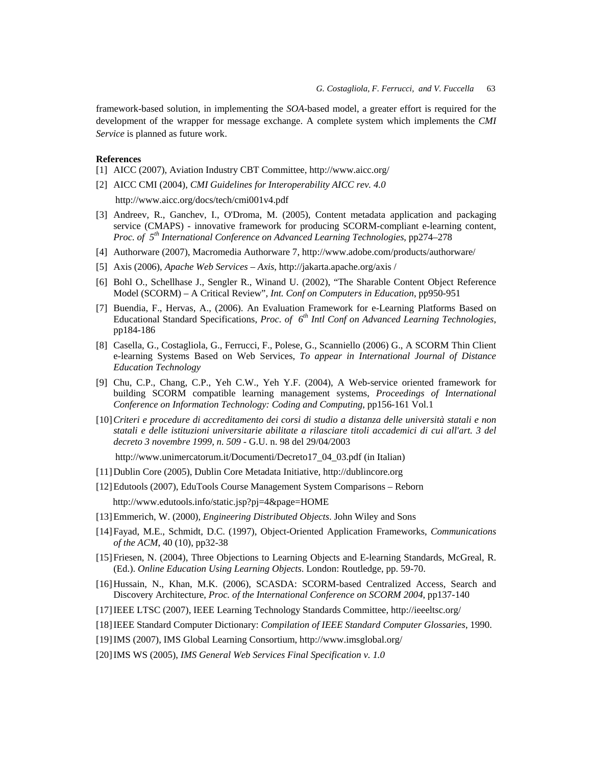framework-based solution, in implementing the *SOA*-based model, a greater effort is required for the development of the wrapper for message exchange. A complete system which implements the *CMI Service* is planned as future work.

**References**

[1] AICC (2007), Aviation Industry CBT Committee, http://www.aicc.org/

[2] AICC CMI (2004), *CMI Guidelines for Interoperability AICC rev. 4.0* http://www.aicc.org/docs/tech/cmi001v4.pdf

[3] Andreev, R., Ganchev, I., O'Droma, M. (2005), Content metadata application and packaging service (CMAPS) - innovative framework for producing SCORM-compliant e-learning content, *Proc. of 5th International Conference on Advanced Learning Technologies*, pp274–278

[4] Authorware (2007), Macromedia Authorware 7, http://www.adobe.com/products/authorware/

[5] Axis (2006), *Apache Web Services – Axis*, http://jakarta.apache.org/axis /

[6] Bohl O., Schellhase J., Sengler R., Winand U. (2002), "The Sharable Content Object Reference Model (SCORM) – A Critical Review", *Int. Conf on Computers in Education*, pp950-951

[7] Buendia, F., Hervas, A., (2006). An Evaluation Framework for e-Learning Platforms Based on Educational Standard Specifications, *Proc. of 6th Intl Conf on Advanced Learning Technologies*, pp184-186

[8] Casella, G., Costagliola, G., Ferrucci, F., Polese, G., Scanniello (2006) G., A SCORM Thin Client e-learning Systems Based on Web Services, *To appear in International Journal of Distance Education Technology*

[9] Chu, C.P., Chang, C.P., Yeh C.W., Yeh Y.F. (2004), A Web-service oriented framework for building SCORM compatible learning management systems, *Proceedings of International Conference on Information Technology: Coding and Computing*, pp156-161 Vol.1

[10] *Criteri e procedure di accreditamento dei corsi di studio a distanza delle università statali e non statali e delle istituzioni universitarie abilitate a rilasciare titoli accademici di cui all'art. 3 del decreto 3 novembre 1999, n. 509* - G.U. n. 98 del 29/04/2003 http://www.unimercatorum.it/Documenti/Decreto17_04_03.pdf (in Italian)

[11] Dublin Core (2005), Dublin Core Metadata Initiative, http://dublincore.org

[12] Edutools (2007), EduTools Course Management System Comparisons – Reborn http://www.edutools.info/static.jsp?pj=4&page=HOME

[13] Emmerich, W. (2000), *Engineering Distributed Objects*. John Wiley and Sons

[14] Fayad, M.E., Schmidt, D.C. (1997), Object-Oriented Application Frameworks, *Communications of the ACM*, 40 (10), pp32-38

[15] Friesen, N. (2004), Three Objections to Learning Objects and E-learning Standards, McGreal, R. (Ed.). *Online Education Using Learning Objects*. London: Routledge, pp. 59-70.

[16] Hussain, N., Khan, M.K. (2006), SCASDA: SCORM-based Centralized Access, Search and Discovery Architecture, *Proc. of the International Conference on SCORM 2004*, pp137-140

[17] IEEE LTSC (2007), IEEE Learning Technology Standards Committee, http://ieeeltsc.org/

[18] IEEE Standard Computer Dictionary: *Compilation of IEEE Standard Computer Glossaries*, 1990.

[19] IMS (2007), IMS Global Learning Consortium, http://www.imsglobal.org/

[20] IMS WS (2005), *IMS General Web Services Final Specification v. 1.0*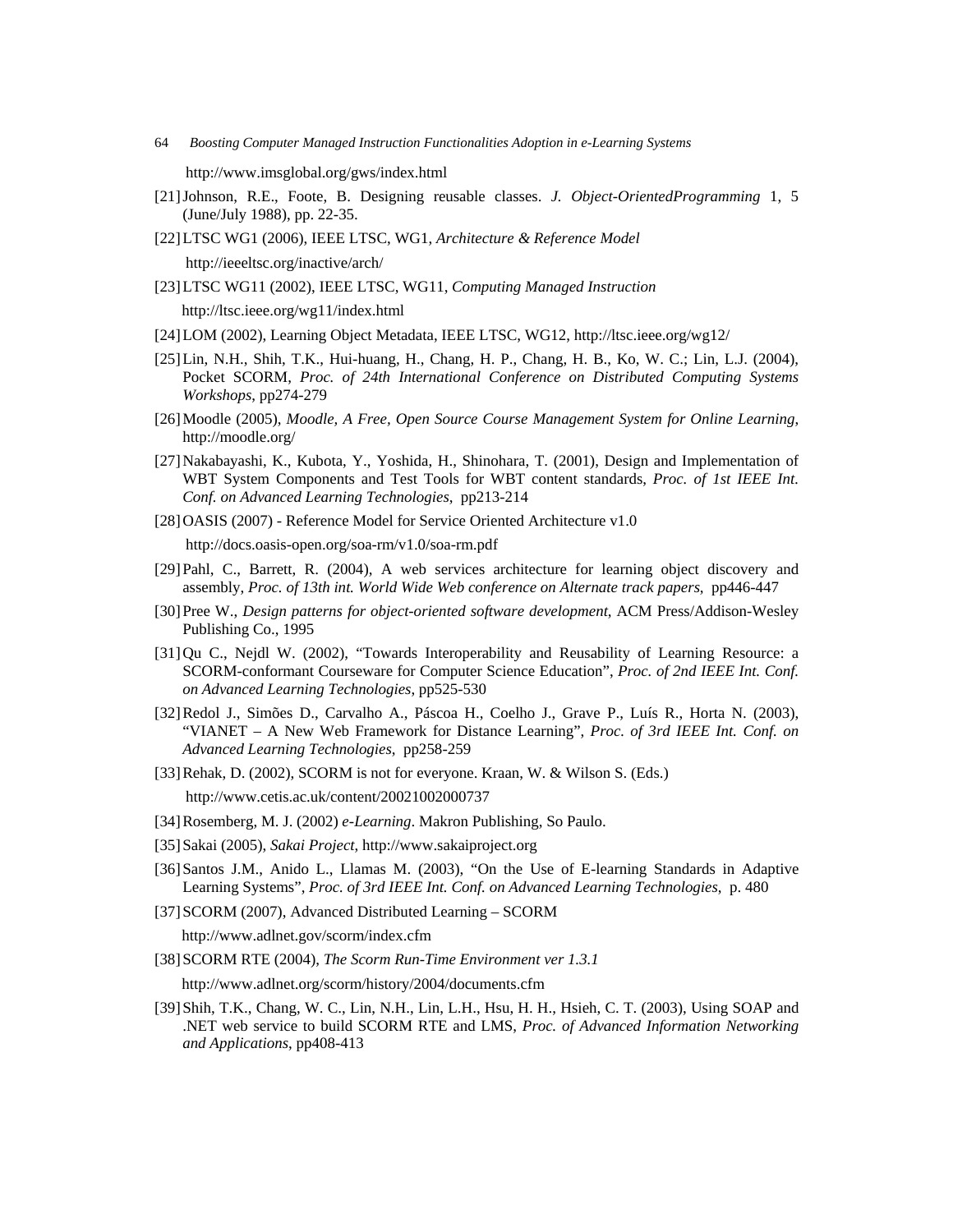http://www.imsglobal.org/gws/index.html

[21] Johnson, R.E., Foote, B. Designing reusable classes. *J. Object-OrientedProgramming* 1, 5 (June/July 1988), pp. 22-35.

[22] LTSC WG1 (2006), IEEE LTSC, WG1, *Architecture & Reference Model* http://ieeeltsc.org/inactive/arch/

[23] LTSC WG11 (2002), IEEE LTSC, WG11, *Computing Managed Instruction* http://ltsc.ieee.org/wg11/index.html

[24] LOM (2002), Learning Object Metadata, IEEE LTSC, WG12, http://ltsc.ieee.org/wg12/

[25] Lin, N.H., Shih, T.K., Hui-huang, H., Chang, H. P., Chang, H. B., Ko, W. C.; Lin, L.J. (2004), Pocket SCORM, *Proc. of 24th International Conference on Distributed Computing Systems Workshops*, pp274-279

[26] Moodle (2005), *Moodle, A Free, Open Source Course Management System for Online Learning*, http://moodle.org/

[27] Nakabayashi, K., Kubota, Y., Yoshida, H., Shinohara, T. (2001), Design and Implementation of WBT System Components and Test Tools for WBT content standards, *Proc. of 1st IEEE Int. Conf. on Advanced Learning Technologies*, pp213-214

[28] OASIS (2007) - Reference Model for Service Oriented Architecture v1.0 http://docs.oasis-open.org/soa-rm/v1.0/soa-rm.pdf

[29] Pahl, C., Barrett, R. (2004), A web services architecture for learning object discovery and assembly, *Proc. of 13th int. World Wide Web conference on Alternate track papers*, pp446-447

[30] Pree W., *Design patterns for object-oriented software development*, ACM Press/Addison-Wesley Publishing Co., 1995

[31] Qu C., Nejdl W. (2002), "Towards Interoperability and Reusability of Learning Resource: a SCORM-conformant Courseware for Computer Science Education", *Proc. of 2nd IEEE Int. Conf. on Advanced Learning Technologies*, pp525-530

[32] Redol J., Simões D., Carvalho A., Páscoa H., Coelho J., Grave P., Luís R., Horta N. (2003), "VIANET – A New Web Framework for Distance Learning", *Proc. of 3rd IEEE Int. Conf. on Advanced Learning Technologies*, pp258-259

[33] Rehak, D. (2002), SCORM is not for everyone. Kraan, W. & Wilson S. (Eds.) http://www.cetis.ac.uk/content/20021002000737

[34] Rosemberg, M. J. (2002) *e-Learning*. Makron Publishing, So Paulo.

[35] Sakai (2005), *Sakai Project*, http://www.sakaiproject.org

[36] Santos J.M., Anido L., Llamas M. (2003), "On the Use of E-learning Standards in Adaptive Learning Systems", *Proc. of 3rd IEEE Int. Conf. on Advanced Learning Technologies*, p. 480

[37] SCORM (2007), Advanced Distributed Learning – SCORM http://www.adlnet.gov/scorm/index.cfm

[38] SCORM RTE (2004), *The Scorm Run-Time Environment ver 1.3.1* http://www.adlnet.org/scorm/history/2004/documents.cfm

[39] Shih, T.K., Chang, W. C., Lin, N.H., Lin, L.H., Hsu, H. H., Hsieh, C. T. (2003), Using SOAP and .NET web service to build SCORM RTE and LMS, *Proc. of Advanced Information Networking and Applications*, pp408-413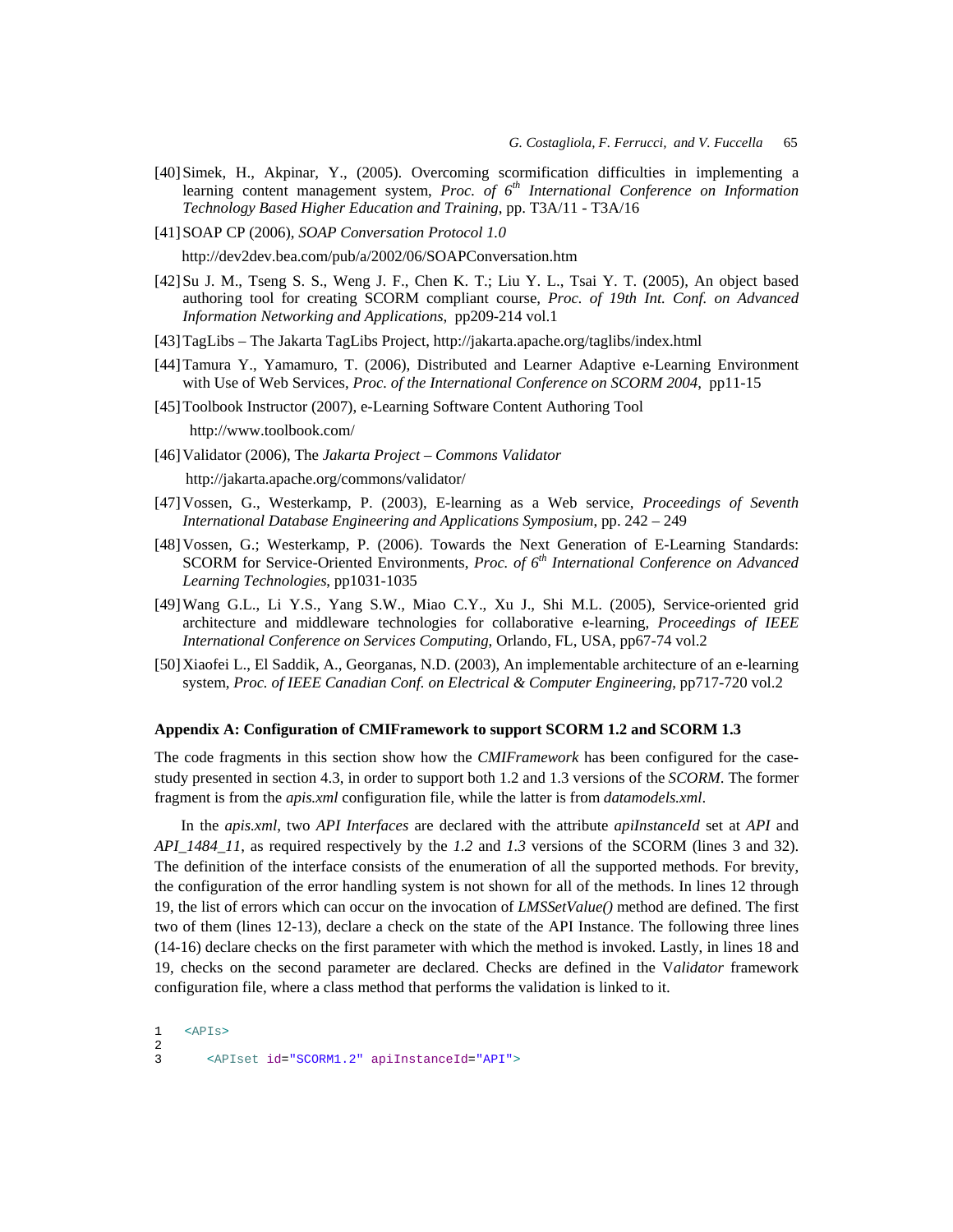[40] Simek, H., Akpinar, Y., (2005). Overcoming scormification difficulties in implementing a learning content management system, *Proc. of 6th International Conference on Information Technology Based Higher Education and Training*, pp. T3A/11 - T3A/16

[41] SOAP CP (2006), *SOAP Conversation Protocol 1.0*
http://dev2dev.bea.com/pub/a/2002/06/SOAPConversation.htm

[42] Su J. M., Tseng S. S., Weng J. F., Chen K. T.; Liu Y. L., Tsai Y. T. (2005), An object based authoring tool for creating SCORM compliant course, *Proc. of 19th Int. Conf. on Advanced Information Networking and Applications*, pp209-214 vol.1

[43] TagLibs – The Jakarta TagLibs Project, http://jakarta.apache.org/taglibs/index.html

[44] Tamura Y., Yamamuro, T. (2006), Distributed and Learner Adaptive e-Learning Environment with Use of Web Services, *Proc. of the International Conference on SCORM 2004*, pp11-15

[45] Toolbook Instructor (2007), e-Learning Software Content Authoring Tool
http://www.toolbook.com/

[46] Validator (2006), The *Jakarta Project – Commons Validator*
http://jakarta.apache.org/commons/validator/

[47] Vossen, G., Westerkamp, P. (2003), E-learning as a Web service, *Proceedings of Seventh International Database Engineering and Applications Symposium*, pp. 242 – 249

[48] Vossen, G.; Westerkamp, P. (2006). Towards the Next Generation of E-Learning Standards: SCORM for Service-Oriented Environments, *Proc. of 6th International Conference on Advanced Learning Technologies*, pp1031-1035

[49] Wang G.L., Li Y.S., Yang S.W., Miao C.Y., Xu J., Shi M.L. (2005), Service-oriented grid architecture and middleware technologies for collaborative e-learning, *Proceedings of IEEE International Conference on Services Computing*, Orlando, FL, USA, pp67-74 vol.2

[50] Xiaofei L., El Saddik, A., Georganas, N.D. (2003), An implementable architecture of an e-learning system, *Proc. of IEEE Canadian Conf. on Electrical & Computer Engineering*, pp717-720 vol.2

**Appendix A: Configuration of CMIFramework to support SCORM 1.2 and SCORM 1.3**

The code fragments in this section show how the *CMIFramework* has been configured for the case-study presented in section 4.3, in order to support both 1.2 and 1.3 versions of the *SCORM*. The former fragment is from the *apis.xml* configuration file, while the latter is from *datamodels.xml*.

In the *apis.xml*, two *API Interfaces* are declared with the attribute *apiInstanceId* set at *API* and *API_1484_11*, as required respectively by the *1.2* and *1.3* versions of the SCORM (lines 3 and 32). The definition of the interface consists of the enumeration of all the supported methods. For brevity, the configuration of the error handling system is not shown for all of the methods. In lines 12 through 19, the list of errors which can occur on the invocation of *LMSSetValue()* method are defined. The first two of them (lines 12-13), declare a check on the state of the API Instance. The following three lines (14-16) declare checks on the first parameter with which the method is invoked. Lastly, in lines 18 and 19, checks on the second parameter are declared. Checks are defined in the V*alidator* framework configuration file, where a class method that performs the validation is linked to it.

```
1   <APIs>
2
3      <APIset id="SCORM1.2" apiInstanceId="API">
```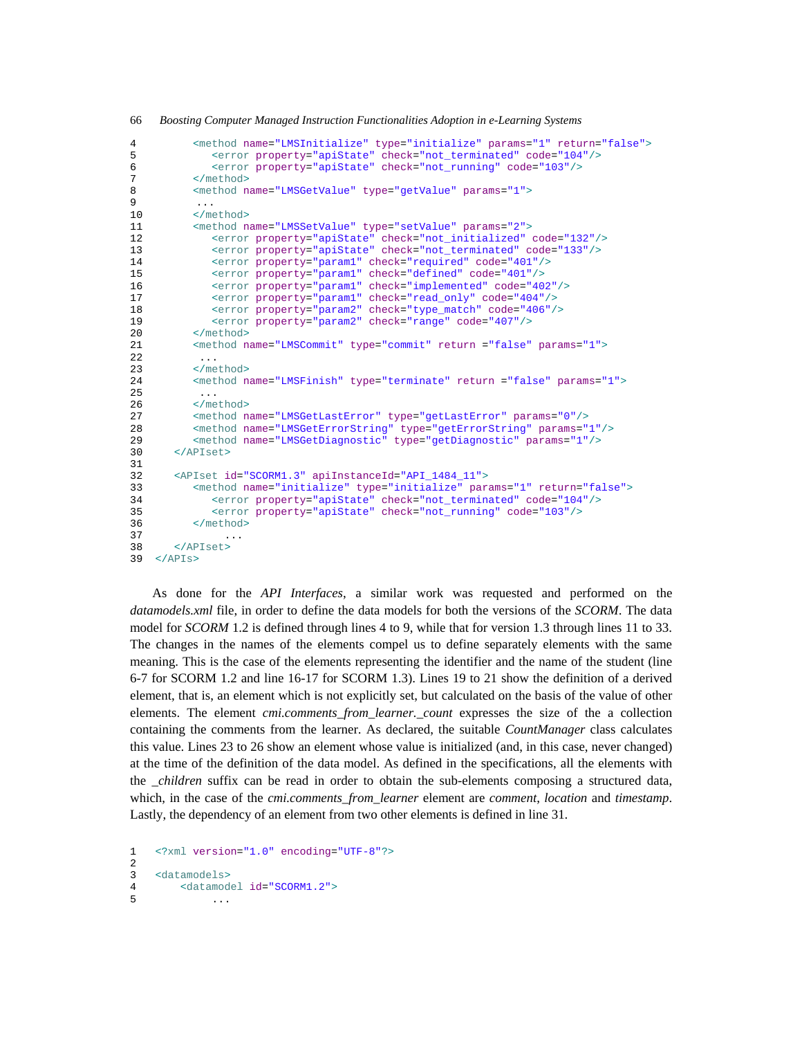```
4        <method name="LMSInitialize" type="initialize" params="1" return="false">
5           <error property="apiState" check="not_terminated" code="104"/>
6           <error property="apiState" check="not_running" code="103"/>
7        </method>
8        <method name="LMSGetValue" type="getValue" params="1">
9         ...
10       </method>
11       <method name="LMSSetValue" type="setValue" params="2">
12          <error property="apiState" check="not_initialized" code="132"/>
13          <error property="apiState" check="not_terminated" code="133"/>
14          <error property="param1" check="required" code="401"/>
15          <error property="param1" check="defined" code="401"/>
16          <error property="param1" check="implemented" code="402"/>
17          <error property="param1" check="read_only" code="404"/>
18          <error property="param2" check="type_match" code="406"/>
19          <error property="param2" check="range" code="407"/>
20       </method>
21       <method name="LMSCommit" type="commit" return ="false" params="1">
22        ...
23       </method>
24       <method name="LMSFinish" type="terminate" return ="false" params="1">
25        ...
26       </method>
27       <method name="LMSGetLastError" type="getLastError" params="0"/>
28       <method name="LMSGetErrorString" type="getErrorString" params="1"/>
29       <method name="LMSGetDiagnostic" type="getDiagnostic" params="1"/>
30    </APIset>
31
32    <APIset id="SCORM1.3" apiInstanceId="API_1484_11">
33       <method name="initialize" type="initialize" params="1" return="false">
34          <error property="apiState" check="not_terminated" code="104"/>
35          <error property="apiState" check="not_running" code="103"/>
36       </method>
37            ...
38    </APIset>
39  </APIs>
```

As done for the *API Interfaces*, a similar work was requested and performed on the *datamodels.xml* file, in order to define the data models for both the versions of the *SCORM*. The data model for *SCORM* 1.2 is defined through lines 4 to 9, while that for version 1.3 through lines 11 to 33. The changes in the names of the elements compel us to define separately elements with the same meaning. This is the case of the elements representing the identifier and the name of the student (line 6-7 for SCORM 1.2 and line 16-17 for SCORM 1.3). Lines 19 to 21 show the definition of a derived element, that is, an element which is not explicitly set, but calculated on the basis of the value of other elements. The element *cmi.comments_from_learner._count* expresses the size of the a collection containing the comments from the learner. As declared, the suitable *CountManager* class calculates this value. Lines 23 to 26 show an element whose value is initialized (and, in this case, never changed) at the time of the definition of the data model. As defined in the specifications, all the elements with the *_children* suffix can be read in order to obtain the sub-elements composing a structured data, which, in the case of the *cmi.comments_from_learner* element are *comment*, *location* and *timestamp*. Lastly, the dependency of an element from two other elements is defined in line 31.

```
1   <?xml version="1.0" encoding="UTF-8"?>
2
3   <datamodels>
4       <datamodel id="SCORM1.2">
5            ...
```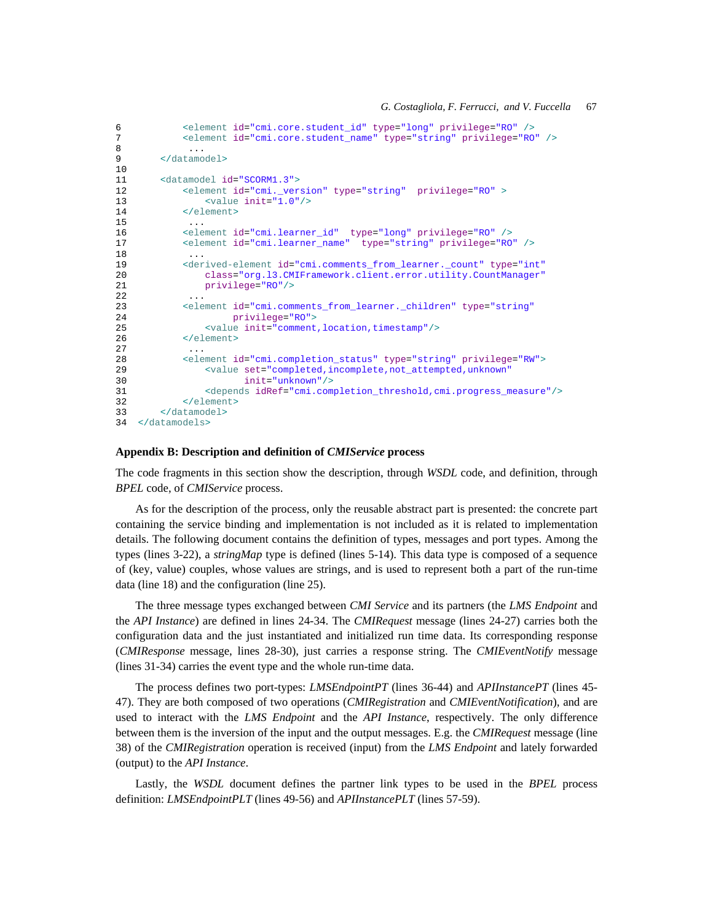```
6           <element id="cmi.core.student_id" type="long" privilege="RO" />
7           <element id="cmi.core.student_name" type="string" privilege="RO" />
8            ...
9       </datamodel>
10
11      <datamodel id="SCORM1.3">
12          <element id="cmi._version" type="string"  privilege="RO" >
13              <value init="1.0"/>
14          </element>
15           ...
16          <element id="cmi.learner_id"  type="long" privilege="RO" />
17          <element id="cmi.learner_name"  type="string" privilege="RO" />
18           ...
19          <derived-element id="cmi.comments_from_learner._count" type="int"
20              class="org.l3.CMIFramework.client.error.utility.CountManager"
21              privilege="RO"/>
22           ...
23          <element id="cmi.comments_from_learner._children" type="string"
24                   privilege="RO">
25              <value init="comment,location,timestamp"/>
26          </element>
27           ...
28          <element id="cmi.completion_status" type="string" privilege="RW">
29              <value set="completed,incomplete,not_attempted,unknown"
30                     init="unknown"/>
31              <depends idRef="cmi.completion_threshold,cmi.progress_measure"/>
32          </element>
33      </datamodel>
34  </datamodels>
```

**Appendix B: Description and definition of *CMIService* process**

The code fragments in this section show the description, through *WSDL* code, and definition, through *BPEL* code, of *CMIService* process.

As for the description of the process, only the reusable abstract part is presented: the concrete part containing the service binding and implementation is not included as it is related to implementation details. The following document contains the definition of types, messages and port types. Among the types (lines 3-22), a *stringMap* type is defined (lines 5-14). This data type is composed of a sequence of (key, value) couples, whose values are strings, and is used to represent both a part of the run-time data (line 18) and the configuration (line 25).

The three message types exchanged between *CMI Service* and its partners (the *LMS Endpoint* and the *API Instance*) are defined in lines 24-34. The *CMIRequest* message (lines 24-27) carries both the configuration data and the just instantiated and initialized run time data. Its corresponding response (*CMIResponse* message, lines 28-30), just carries a response string. The *CMIEventNotify* message (lines 31-34) carries the event type and the whole run-time data.

The process defines two port-types: *LMSEndpointPT* (lines 36-44) and *APIInstancePT* (lines 45-47). They are both composed of two operations (*CMIRegistration* and *CMIEventNotification*), and are used to interact with the *LMS Endpoint* and the *API Instance*, respectively. The only difference between them is the inversion of the input and the output messages. E.g. the *CMIRequest* message (line 38) of the *CMIRegistration* operation is received (input) from the *LMS Endpoint* and lately forwarded (output) to the *API Instance*.

Lastly, the *WSDL* document defines the partner link types to be used in the *BPEL* process definition: *LMSEndpointPLT* (lines 49-56) and *APIInstancePLT* (lines 57-59).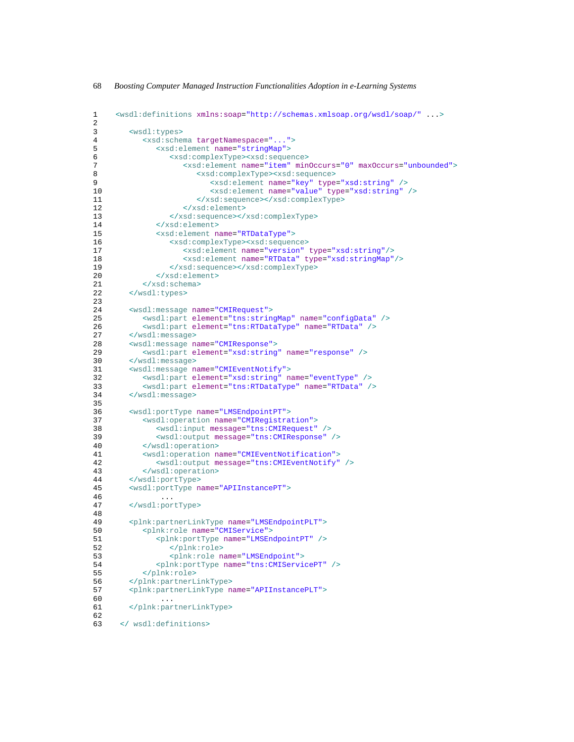```
1    <wsdl:definitions xmlns:soap="http://schemas.xmlsoap.org/wsdl/soap/" ...>
2
3       <wsdl:types>
4          <xsd:schema targetNamespace="...">
5             <xsd:element name="stringMap">
6                <xsd:complexType><xsd:sequence>
7                   <xsd:element name="item" minOccurs="0" maxOccurs="unbounded">
8                      <xsd:complexType><xsd:sequence>
9                         <xsd:element name="key" type="xsd:string" />
10                        <xsd:element name="value" type="xsd:string" />
11                     </xsd:sequence></xsd:complexType>
12                  </xsd:element>
13               </xsd:sequence></xsd:complexType>
14            </xsd:element>
15            <xsd:element name="RTDataType">
16               <xsd:complexType><xsd:sequence>
17                  <xsd:element name="version" type="xsd:string"/>
18                  <xsd:element name="RTData" type="xsd:stringMap"/>
19               </xsd:sequence></xsd:complexType>
20            </xsd:element>
21         </xsd:schema>
22      </wsdl:types>
23
24      <wsdl:message name="CMIRequest">
25         <wsdl:part element="tns:stringMap" name="configData" />
26         <wsdl:part element="tns:RTDataType" name="RTData" />
27      </wsdl:message>
28      <wsdl:message name="CMIResponse">
29         <wsdl:part element="xsd:string" name="response" />
30      </wsdl:message>
31      <wsdl:message name="CMIEventNotify">
32         <wsdl:part element="xsd:string" name="eventType" />
33         <wsdl:part element="tns:RTDataType" name="RTData" />
34      </wsdl:message>
35
36      <wsdl:portType name="LMSEndpointPT">
37         <wsdl:operation name="CMIRegistration">
38            <wsdl:input message="tns:CMIRequest" />
39            <wsdl:output message="tns:CMIResponse" />
40         </wsdl:operation>
41         <wsdl:operation name="CMIEventNotification">
42            <wsdl:output message="tns:CMIEventNotify" />
43         </wsdl:operation>
44      </wsdl:portType>
45      <wsdl:portType name="APIInstancePT">
46           ...
47      </wsdl:portType>
48
49      <plnk:partnerLinkType name="LMSEndpointPLT">
50         <plnk:role name="CMIService">
51            <plnk:portType name="LMSEndpointPT" />
52               </plnk:role>
53               <plnk:role name="LMSEndpoint">
54            <plnk:portType name="tns:CMIServicePT" />
55         </plnk:role>
56      </plnk:partnerLinkType>
57      <plnk:partnerLinkType name="APIInstancePLT">
60           ...
61      </plnk:partnerLinkType>
62
63    </ wsdl:definitions>
```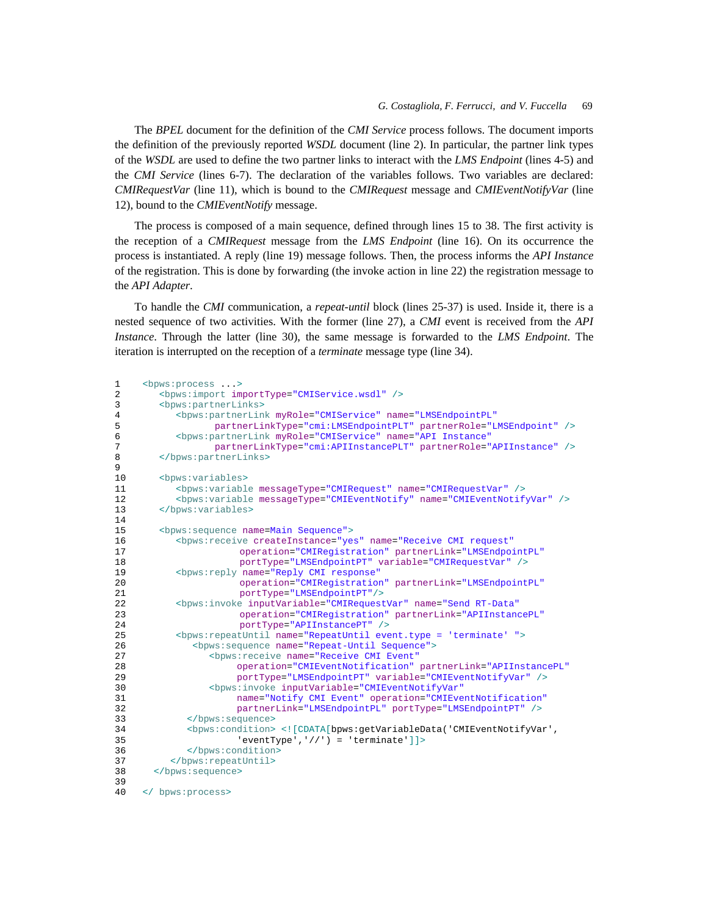The *BPEL* document for the definition of the *CMI Service* process follows. The document imports the definition of the previously reported *WSDL* document (line 2). In particular, the partner link types of the *WSDL* are used to define the two partner links to interact with the *LMS Endpoint* (lines 4-5) and the *CMI Service* (lines 6-7). The declaration of the variables follows. Two variables are declared: *CMIRequestVar* (line 11), which is bound to the *CMIRequest* message and *CMIEventNotifyVar* (line 12), bound to the *CMIEventNotify* message.

The process is composed of a main sequence, defined through lines 15 to 38. The first activity is the reception of a *CMIRequest* message from the *LMS Endpoint* (line 16). On its occurrence the process is instantiated. A reply (line 19) message follows. Then, the process informs the *API Instance* of the registration. This is done by forwarding (the invoke action in line 22) the registration message to the *API Adapter*.

To handle the *CMI* communication, a *repeat-until* block (lines 25-37) is used. Inside it, there is a nested sequence of two activities. With the former (line 27), a *CMI* event is received from the *API Instance*. Through the latter (line 30), the same message is forwarded to the *LMS Endpoint*. The iteration is interrupted on the reception of a *terminate* message type (line 34).

```
1    <bpws:process ...>
2       <bpws:import importType="CMIService.wsdl" />
3       <bpws:partnerLinks>
4          <bpws:partnerLink myRole="CMIService" name="LMSEndpointPL"
5                 partnerLinkType="cmi:LMSEndpointPLT" partnerRole="LMSEndpoint" />
6          <bpws:partnerLink myRole="CMIService" name="API Instance"
7                 partnerLinkType="cmi:APIInstancePLT" partnerRole="APIInstance" />
8       </bpws:partnerLinks>
9
10      <bpws:variables>
11         <bpws:variable messageType="CMIRequest" name="CMIRequestVar" />
12         <bpws:variable messageType="CMIEventNotify" name="CMIEventNotifyVar" />
13      </bpws:variables>
14
15      <bpws:sequence name=Main Sequence">
16         <bpws:receive createInstance="yes" name="Receive CMI request"
17                    operation="CMIRegistration" partnerLink="LMSEndpointPL"
18                    portType="LMSEndpointPT" variable="CMIRequestVar" />
19         <bpws:reply name="Reply CMI response"
20                    operation="CMIRegistration" partnerLink="LMSEndpointPL"
21                    portType="LMSEndpointPT"/>
22         <bpws:invoke inputVariable="CMIRequestVar" name="Send RT-Data"
23                    operation="CMIRegistration" partnerLink="APIInstancePL"
24                    portType="APIInstancePT" />
25         <bpws:repeatUntil name="RepeatUntil event.type = 'terminate' ">
26            <bpws:sequence name="Repeat-Until Sequence">
27               <bpws:receive name="Receive CMI Event"
28                    operation="CMIEventNotification" partnerLink="APIInstancePL"
29                    portType="LMSEndpointPT" variable="CMIEventNotifyVar" />
30               <bpws:invoke inputVariable="CMIEventNotifyVar"
31                    name="Notify CMI Event" operation="CMIEventNotification"
32                    partnerLink="LMSEndpointPL" portType="LMSEndpointPT" />
33          </bpws:sequence>
34          <bpws:condition> <![CDATA[bpws:getVariableData('CMIEventNotifyVar',
35                    'eventType','//') = 'terminate']]>
36          </bpws:condition>
37       </bpws:repeatUntil>
38    </bpws:sequence>
39
40   </ bpws:process>
```